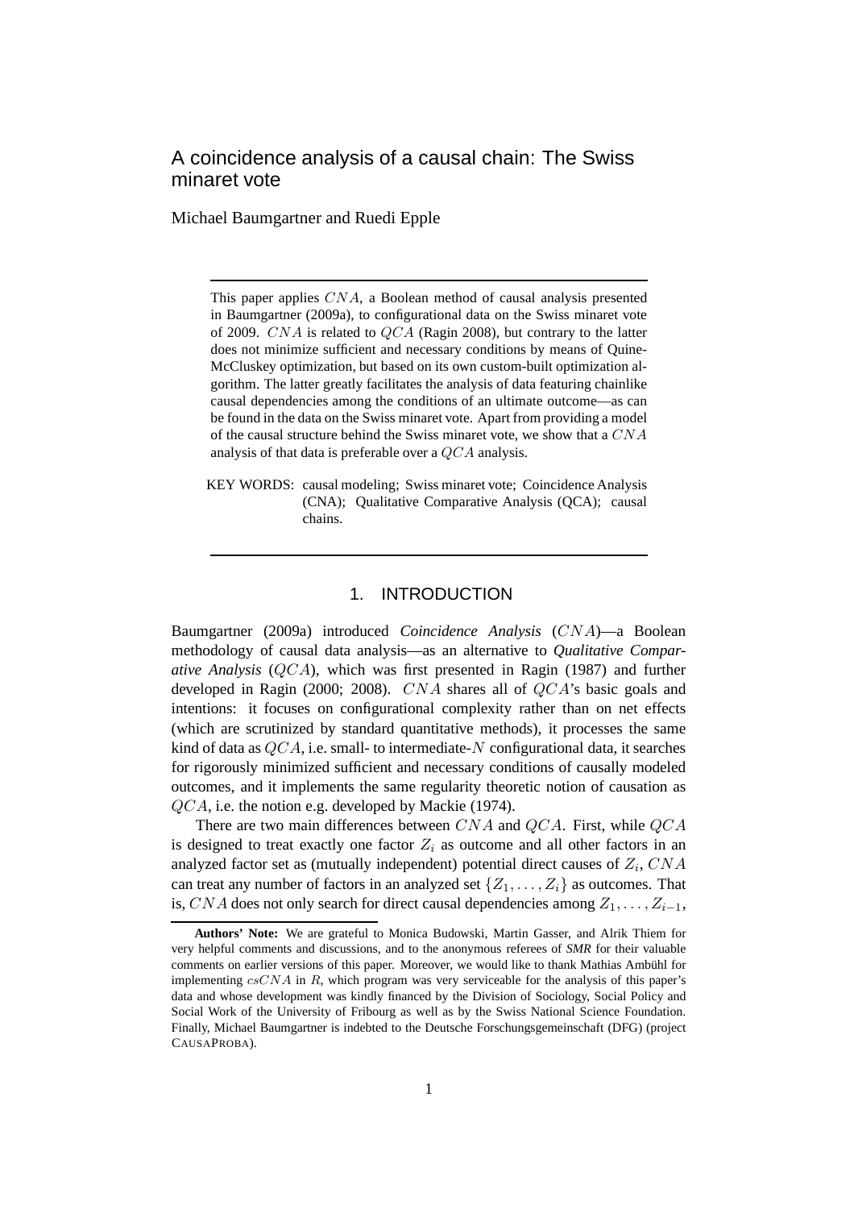# A coincidence analysis of a causal chain: The Swiss minaret vote

Michael Baumgartner and Ruedi Epple

---

This paper applies $CNA$, a Boolean method of causal analysis presented in Baumgartner (2009a), to configurational data on the Swiss minaret vote of 2009. $CNA$ is related to $QCA$ (Ragin 2008), but contrary to the latter does not minimize sufficient and necessary conditions by means of Quine-McCluskey optimization, but based on its own custom-built optimization algorithm. The latter greatly facilitates the analysis of data featuring chainlike causal dependencies among the conditions of an ultimate outcome—as can be found in the data on the Swiss minaret vote. Apart from providing a model of the causal structure behind the Swiss minaret vote, we show that a $CNA$ analysis of that data is preferable over a $QCA$ analysis.

KEY WORDS: causal modeling; Swiss minaret vote; Coincidence Analysis (CNA); Qualitative Comparative Analysis (QCA); causal chains.

---

## 1. INTRODUCTION

Baumgartner (2009a) introduced *Coincidence Analysis* ($CNA$)—a Boolean methodology of causal data analysis—as an alternative to *Qualitative Comparative Analysis* ($QCA$), which was first presented in Ragin (1987) and further developed in Ragin (2000; 2008). $CNA$ shares all of $QCA$'s basic goals and intentions: it focuses on configurational complexity rather than on net effects (which are scrutinized by standard quantitative methods), it processes the same kind of data as $QCA$, i.e. small- to intermediate-$N$ configurational data, it searches for rigorously minimized sufficient and necessary conditions of causally modeled outcomes, and it implements the same regularity theoretic notion of causation as $QCA$, i.e. the notion e.g. developed by Mackie (1974).

There are two main differences between $CNA$ and $QCA$. First, while $QCA$ is designed to treat exactly one factor $Z_i$ as outcome and all other factors in an analyzed factor set as (mutually independent) potential direct causes of $Z_i$, $CNA$ can treat any number of factors in an analyzed set $\{Z_1, \ldots, Z_i\}$ as outcomes. That is, $CNA$ does not only search for direct causal dependencies among $Z_1, \ldots, Z_{i-1}$,

---

**Authors' Note:** We are grateful to Monica Budowski, Martin Gasser, and Alrik Thiem for very helpful comments and discussions, and to the anonymous referees of *SMR* for their valuable comments on earlier versions of this paper. Moreover, we would like to thank Mathias Ambühl for implementing $csCNA$ in $R$, which program was very serviceable for the analysis of this paper's data and whose development was kindly financed by the Division of Sociology, Social Policy and Social Work of the University of Fribourg as well as by the Swiss National Science Foundation. Finally, Michael Baumgartner is indebted to the Deutsche Forschungsgemeinschaft (DFG) (project CAUSAPROBA).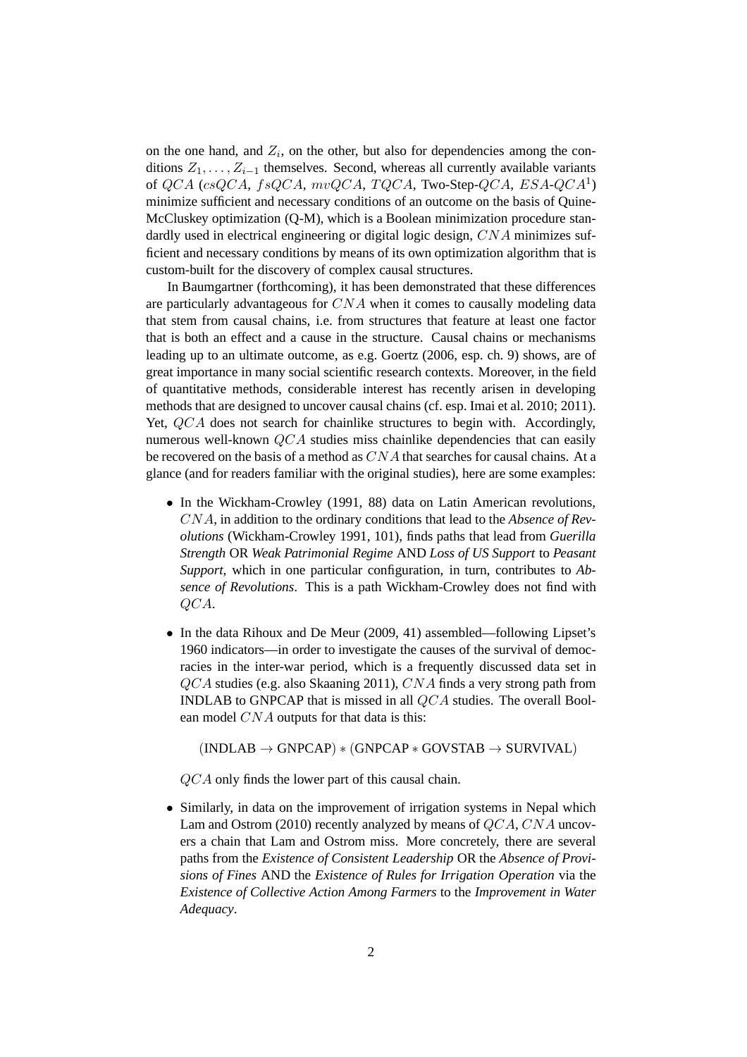on the one hand, and $Z_i$, on the other, but also for dependencies among the conditions $Z_1, \ldots, Z_{i-1}$ themselves. Second, whereas all currently available variants of $QCA$ ($csQCA$, $fsQCA$, $mvQCA$, $TQCA$, Two-Step-$QCA$, $ESA$-$QCA$[1]) minimize sufficient and necessary conditions of an outcome on the basis of Quine-McCluskey optimization (Q-M), which is a Boolean minimization procedure standardly used in electrical engineering or digital logic design, $CNA$ minimizes sufficient and necessary conditions by means of its own optimization algorithm that is custom-built for the discovery of complex causal structures.

In Baumgartner (forthcoming), it has been demonstrated that these differences are particularly advantageous for $CNA$ when it comes to causally modeling data that stem from causal chains, i.e. from structures that feature at least one factor that is both an effect and a cause in the structure. Causal chains or mechanisms leading up to an ultimate outcome, as e.g. Goertz (2006, esp. ch. 9) shows, are of great importance in many social scientific research contexts. Moreover, in the field of quantitative methods, considerable interest has recently arisen in developing methods that are designed to uncover causal chains (cf. esp. Imai et al. 2010; 2011). Yet, $QCA$ does not search for chainlike structures to begin with. Accordingly, numerous well-known $QCA$ studies miss chainlike dependencies that can easily be recovered on the basis of a method as $CNA$ that searches for causal chains. At a glance (and for readers familiar with the original studies), here are some examples:

- In the Wickham-Crowley (1991, 88) data on Latin American revolutions, $CNA$, in addition to the ordinary conditions that lead to the *Absence of Revolutions* (Wickham-Crowley 1991, 101), finds paths that lead from *Guerilla Strength* OR *Weak Patrimonial Regime* AND *Loss of US Support* to *Peasant Support*, which in one particular configuration, in turn, contributes to *Absence of Revolutions*. This is a path Wickham-Crowley does not find with $QCA$.

- In the data Rihoux and De Meur (2009, 41) assembled—following Lipset's 1960 indicators—in order to investigate the causes of the survival of democracies in the inter-war period, which is a frequently discussed data set in $QCA$ studies (e.g. also Skaaning 2011), $CNA$ finds a very strong path from INDLAB to GNPCAP that is missed in all $QCA$ studies. The overall Boolean model $CNA$ outputs for that data is this:

$$(\text{INDLAB} \rightarrow \text{GNPCAP}) * (\text{GNPCAP} * \text{GOVSTAB} \rightarrow \text{SURVIVAL})$$

  $QCA$ only finds the lower part of this causal chain.

- Similarly, in data on the improvement of irrigation systems in Nepal which Lam and Ostrom (2010) recently analyzed by means of $QCA$, $CNA$ uncovers a chain that Lam and Ostrom miss. More concretely, there are several paths from the *Existence of Consistent Leadership* OR the *Absence of Provisions of Fines* AND the *Existence of Rules for Irrigation Operation* via the *Existence of Collective Action Among Farmers* to the *Improvement in Water Adequacy*.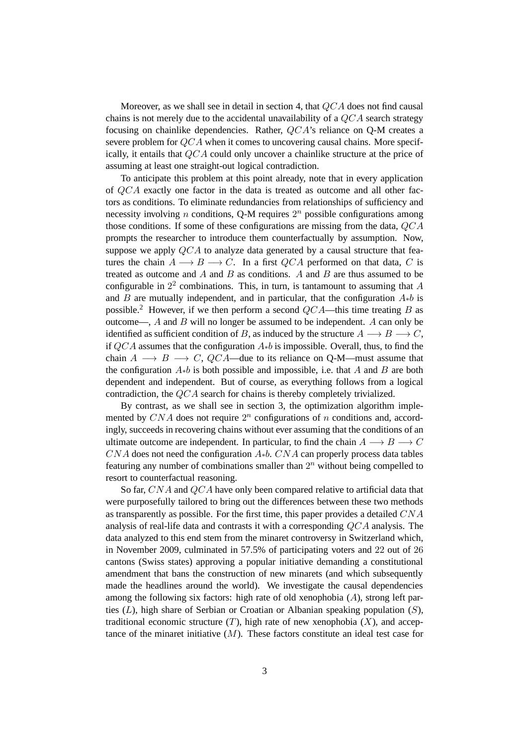Moreover, as we shall see in detail in section 4, that $QCA$ does not find causal chains is not merely due to the accidental unavailability of a $QCA$ search strategy focusing on chainlike dependencies. Rather, $QCA$'s reliance on Q-M creates a severe problem for $QCA$ when it comes to uncovering causal chains. More specifically, it entails that $QCA$ could only uncover a chainlike structure at the price of assuming at least one straight-out logical contradiction.

To anticipate this problem at this point already, note that in every application of $QCA$ exactly one factor in the data is treated as outcome and all other factors as conditions. To eliminate redundancies from relationships of sufficiency and necessity involving $n$ conditions, Q-M requires $2^n$ possible configurations among those conditions. If some of these configurations are missing from the data, $QCA$ prompts the researcher to introduce them counterfactually by assumption. Now, suppose we apply $QCA$ to analyze data generated by a causal structure that features the chain $A \longrightarrow B \longrightarrow C$. In a first $QCA$ performed on that data, $C$ is treated as outcome and $A$ and $B$ as conditions. $A$ and $B$ are thus assumed to be configurable in $2^2$ combinations. This, in turn, is tantamount to assuming that $A$ and $B$ are mutually independent, and in particular, that the configuration $A{*}b$ is possible.[2] However, if we then perform a second $QCA$—this time treating $B$ as outcome—, $A$ and $B$ will no longer be assumed to be independent. $A$ can only be identified as sufficient condition of $B$, as induced by the structure $A \longrightarrow B \longrightarrow C$, if $QCA$ assumes that the configuration $A{*}b$ is impossible. Overall, thus, to find the chain $A \longrightarrow B \longrightarrow C$, $QCA$—due to its reliance on Q-M—must assume that the configuration $A{*}b$ is both possible and impossible, i.e. that $A$ and $B$ are both dependent and independent. But of course, as everything follows from a logical contradiction, the $QCA$ search for chains is thereby completely trivialized.

By contrast, as we shall see in section 3, the optimization algorithm implemented by $CNA$ does not require $2^n$ configurations of $n$ conditions and, accordingly, succeeds in recovering chains without ever assuming that the conditions of an ultimate outcome are independent. In particular, to find the chain $A \longrightarrow B \longrightarrow C$ $CNA$ does not need the configuration $A{*}b$. $CNA$ can properly process data tables featuring any number of combinations smaller than $2^n$ without being compelled to resort to counterfactual reasoning.

So far, $CNA$ and $QCA$ have only been compared relative to artificial data that were purposefully tailored to bring out the differences between these two methods as transparently as possible. For the first time, this paper provides a detailed $CNA$ analysis of real-life data and contrasts it with a corresponding $QCA$ analysis. The data analyzed to this end stem from the minaret controversy in Switzerland which, in November 2009, culminated in 57.5% of participating voters and 22 out of 26 cantons (Swiss states) approving a popular initiative demanding a constitutional amendment that bans the construction of new minarets (and which subsequently made the headlines around the world). We investigate the causal dependencies among the following six factors: high rate of old xenophobia ($A$), strong left parties ($L$), high share of Serbian or Croatian or Albanian speaking population ($S$), traditional economic structure ($T$), high rate of new xenophobia ($X$), and acceptance of the minaret initiative ($M$). These factors constitute an ideal test case for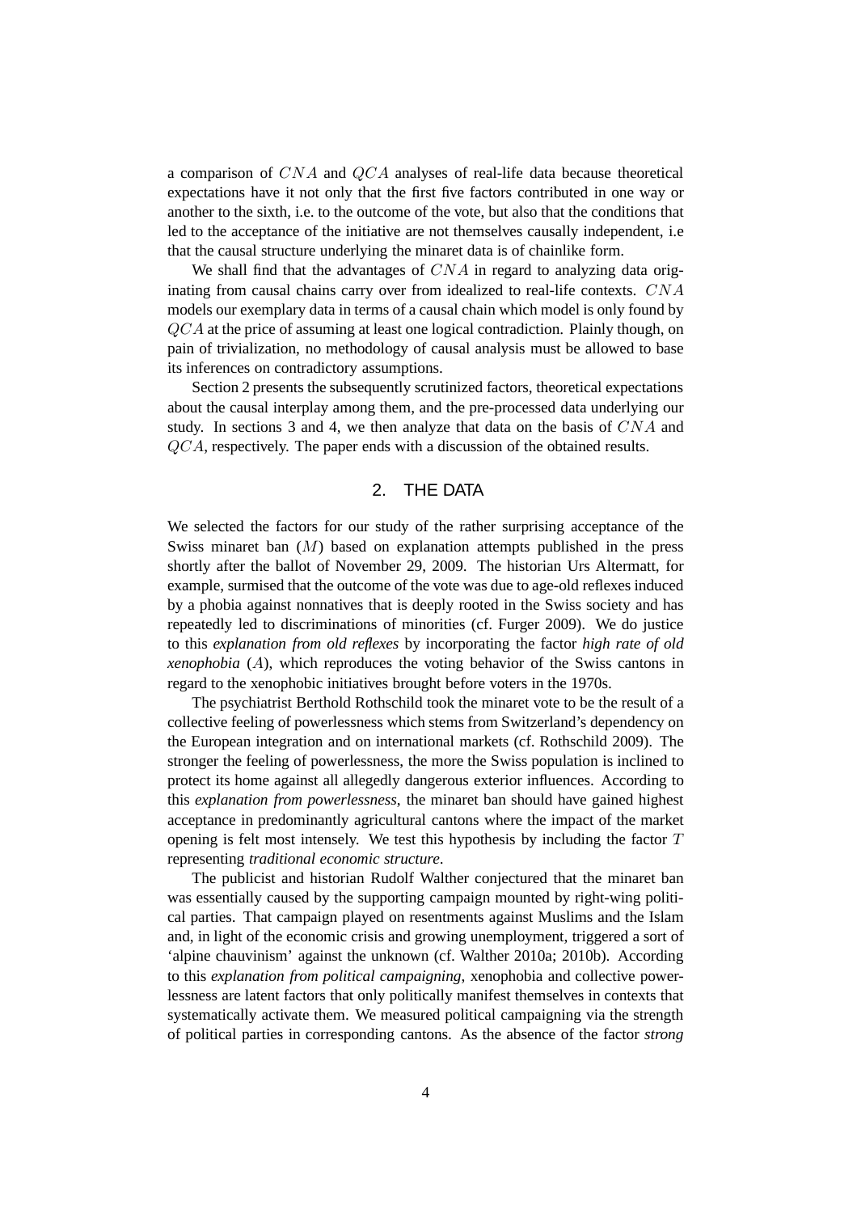a comparison of $CNA$ and $QCA$ analyses of real-life data because theoretical expectations have it not only that the first five factors contributed in one way or another to the sixth, i.e. to the outcome of the vote, but also that the conditions that led to the acceptance of the initiative are not themselves causally independent, i.e that the causal structure underlying the minaret data is of chainlike form.

We shall find that the advantages of $CNA$ in regard to analyzing data originating from causal chains carry over from idealized to real-life contexts. $CNA$ models our exemplary data in terms of a causal chain which model is only found by $QCA$ at the price of assuming at least one logical contradiction. Plainly though, on pain of trivialization, no methodology of causal analysis must be allowed to base its inferences on contradictory assumptions.

Section 2 presents the subsequently scrutinized factors, theoretical expectations about the causal interplay among them, and the pre-processed data underlying our study. In sections 3 and 4, we then analyze that data on the basis of $CNA$ and $QCA$, respectively. The paper ends with a discussion of the obtained results.

## 2. THE DATA

We selected the factors for our study of the rather surprising acceptance of the Swiss minaret ban ($M$) based on explanation attempts published in the press shortly after the ballot of November 29, 2009. The historian Urs Altermatt, for example, surmised that the outcome of the vote was due to age-old reflexes induced by a phobia against nonnatives that is deeply rooted in the Swiss society and has repeatedly led to discriminations of minorities (cf. Furger 2009). We do justice to this *explanation from old reflexes* by incorporating the factor *high rate of old xenophobia* ($A$), which reproduces the voting behavior of the Swiss cantons in regard to the xenophobic initiatives brought before voters in the 1970s.

The psychiatrist Berthold Rothschild took the minaret vote to be the result of a collective feeling of powerlessness which stems from Switzerland's dependency on the European integration and on international markets (cf. Rothschild 2009). The stronger the feeling of powerlessness, the more the Swiss population is inclined to protect its home against all allegedly dangerous exterior influences. According to this *explanation from powerlessness*, the minaret ban should have gained highest acceptance in predominantly agricultural cantons where the impact of the market opening is felt most intensely. We test this hypothesis by including the factor $T$ representing *traditional economic structure*.

The publicist and historian Rudolf Walther conjectured that the minaret ban was essentially caused by the supporting campaign mounted by right-wing political parties. That campaign played on resentments against Muslims and the Islam and, in light of the economic crisis and growing unemployment, triggered a sort of 'alpine chauvinism' against the unknown (cf. Walther 2010a; 2010b). According to this *explanation from political campaigning*, xenophobia and collective powerlessness are latent factors that only politically manifest themselves in contexts that systematically activate them. We measured political campaigning via the strength of political parties in corresponding cantons. As the absence of the factor *strong*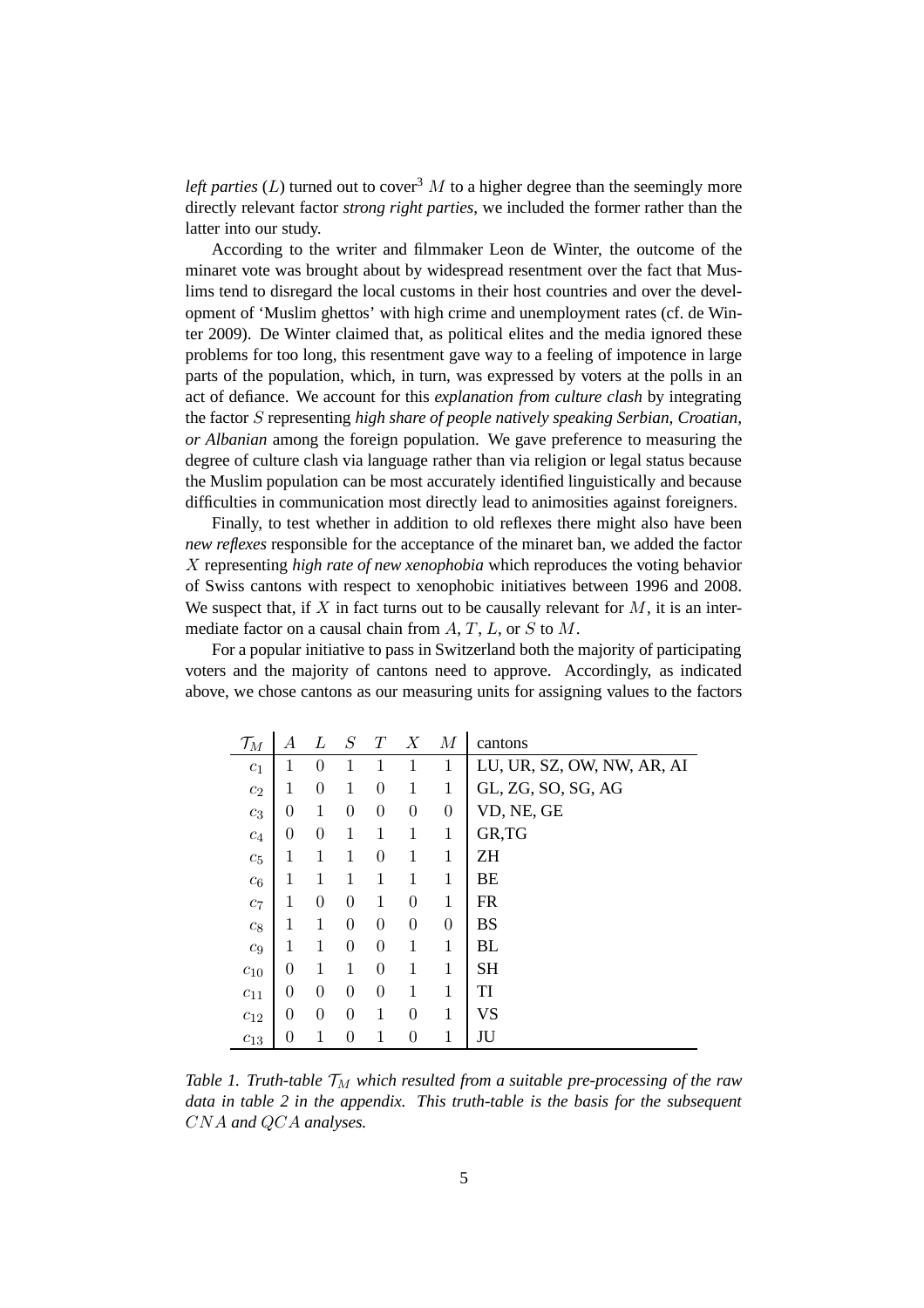*left parties* ($L$) turned out to cover[3] $M$ to a higher degree than the seemingly more directly relevant factor *strong right parties*, we included the former rather than the latter into our study.

According to the writer and filmmaker Leon de Winter, the outcome of the minaret vote was brought about by widespread resentment over the fact that Muslims tend to disregard the local customs in their host countries and over the development of 'Muslim ghettos' with high crime and unemployment rates (cf. de Winter 2009). De Winter claimed that, as political elites and the media ignored these problems for too long, this resentment gave way to a feeling of impotence in large parts of the population, which, in turn, was expressed by voters at the polls in an act of defiance. We account for this *explanation from culture clash* by integrating the factor $S$ representing *high share of people natively speaking Serbian, Croatian, or Albanian* among the foreign population. We gave preference to measuring the degree of culture clash via language rather than via religion or legal status because the Muslim population can be most accurately identified linguistically and because difficulties in communication most directly lead to animosities against foreigners.

Finally, to test whether in addition to old reflexes there might also have been *new reflexes* responsible for the acceptance of the minaret ban, we added the factor $X$ representing *high rate of new xenophobia* which reproduces the voting behavior of Swiss cantons with respect to xenophobic initiatives between 1996 and 2008. We suspect that, if $X$ in fact turns out to be causally relevant for $M$, it is an intermediate factor on a causal chain from $A$, $T$, $L$, or $S$ to $M$.

For a popular initiative to pass in Switzerland both the majority of participating voters and the majority of cantons need to approve. Accordingly, as indicated above, we chose cantons as our measuring units for assigning values to the factors

| $\mathcal{T}_M$ | $A$ | $L$ | $S$ | $T$ | $X$ | $M$ | cantons |
|---|---|---|---|---|---|---|---|
| $c_1$ | 1 | 0 | 1 | 1 | 1 | 1 | LU, UR, SZ, OW, NW, AR, AI |
| $c_2$ | 1 | 0 | 1 | 0 | 1 | 1 | GL, ZG, SO, SG, AG |
| $c_3$ | 0 | 1 | 0 | 0 | 0 | 0 | VD, NE, GE |
| $c_4$ | 0 | 0 | 1 | 1 | 1 | 1 | GR,TG |
| $c_5$ | 1 | 1 | 1 | 0 | 1 | 1 | ZH |
| $c_6$ | 1 | 1 | 1 | 1 | 1 | 1 | BE |
| $c_7$ | 1 | 0 | 0 | 1 | 0 | 1 | FR |
| $c_8$ | 1 | 1 | 0 | 0 | 0 | 0 | BS |
| $c_9$ | 1 | 1 | 0 | 0 | 1 | 1 | BL |
| $c_{10}$ | 0 | 1 | 1 | 0 | 1 | 1 | SH |
| $c_{11}$ | 0 | 0 | 0 | 0 | 1 | 1 | TI |
| $c_{12}$ | 0 | 0 | 0 | 1 | 0 | 1 | VS |
| $c_{13}$ | 0 | 1 | 0 | 1 | 0 | 1 | JU |

*Table 1. Truth-table $\mathcal{T}_M$ which resulted from a suitable pre-processing of the raw data in table 2 in the appendix. This truth-table is the basis for the subsequent $CNA$ and $QCA$ analyses.*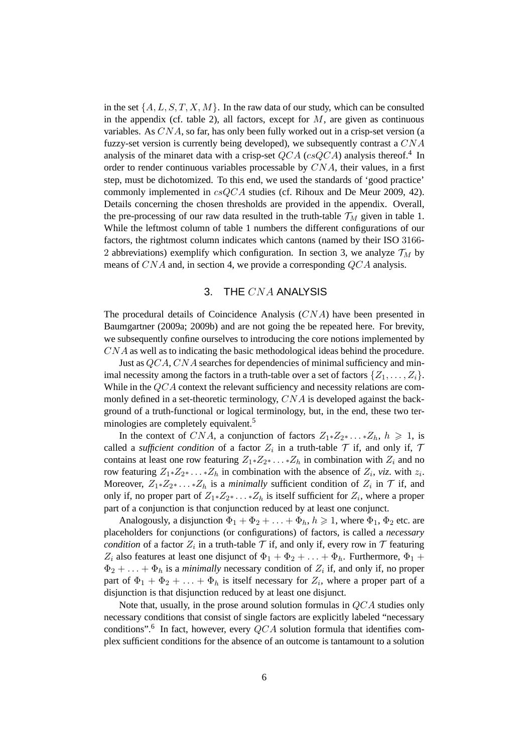in the set $\{A, L, S, T, X, M\}$. In the raw data of our study, which can be consulted in the appendix (cf. table 2), all factors, except for $M$, are given as continuous variables. As $CNA$, so far, has only been fully worked out in a crisp-set version (a fuzzy-set version is currently being developed), we subsequently contrast a $CNA$ analysis of the minaret data with a crisp-set $QCA$ ($csQCA$) analysis thereof.[4] In order to render continuous variables processable by $CNA$, their values, in a first step, must be dichotomized. To this end, we used the standards of 'good practice' commonly implemented in $csQCA$ studies (cf. Rihoux and De Meur 2009, 42). Details concerning the chosen thresholds are provided in the appendix. Overall, the pre-processing of our raw data resulted in the truth-table $\mathcal{T}_M$ given in table 1. While the leftmost column of table 1 numbers the different configurations of our factors, the rightmost column indicates which cantons (named by their ISO 3166-2 abbreviations) exemplify which configuration. In section 3, we analyze $\mathcal{T}_M$ by means of $CNA$ and, in section 4, we provide a corresponding $QCA$ analysis.

## 3. THE $CNA$ ANALYSIS

The procedural details of Coincidence Analysis ($CNA$) have been presented in Baumgartner (2009a; 2009b) and are not going the be repeated here. For brevity, we subsequently confine ourselves to introducing the core notions implemented by $CNA$ as well as to indicating the basic methodological ideas behind the procedure.

Just as $QCA$, $CNA$ searches for dependencies of minimal sufficiency and minimal necessity among the factors in a truth-table over a set of factors $\{Z_1, \ldots, Z_i\}$. While in the $QCA$ context the relevant sufficiency and necessity relations are commonly defined in a set-theoretic terminology, $CNA$ is developed against the background of a truth-functional or logical terminology, but, in the end, these two terminologies are completely equivalent.[5]

In the context of $CNA$, a conjunction of factors $Z_1{*}Z_2{*}\ldots{*}Z_h$, $h \geqslant 1$, is called a *sufficient condition* of a factor $Z_i$ in a truth-table $\mathcal{T}$ if, and only if, $\mathcal{T}$ contains at least one row featuring $Z_1{*}Z_2{*}\ldots{*}Z_h$ in combination with $Z_i$ and no row featuring $Z_1{*}Z_2{*}\ldots{*}Z_h$ in combination with the absence of $Z_i$, *viz*. with $z_i$. Moreover, $Z_1{*}Z_2{*}\ldots{*}Z_h$ is a *minimally* sufficient condition of $Z_i$ in $\mathcal{T}$ if, and only if, no proper part of $Z_1{*}Z_2{*}\ldots{*}Z_h$ is itself sufficient for $Z_i$, where a proper part of a conjunction is that conjunction reduced by at least one conjunct.

Analogously, a disjunction $\Phi_1 + \Phi_2 + \ldots + \Phi_h$, $h \geqslant 1$, where $\Phi_1$, $\Phi_2$ etc. are placeholders for conjunctions (or configurations) of factors, is called a *necessary condition* of a factor $Z_i$ in a truth-table $\mathcal{T}$ if, and only if, every row in $\mathcal{T}$ featuring $Z_i$ also features at least one disjunct of $\Phi_1 + \Phi_2 + \ldots + \Phi_h$. Furthermore, $\Phi_1 + \Phi_2 + \ldots + \Phi_h$ is a *minimally* necessary condition of $Z_i$ if, and only if, no proper part of $\Phi_1 + \Phi_2 + \ldots + \Phi_h$ is itself necessary for $Z_i$, where a proper part of a disjunction is that disjunction reduced by at least one disjunct.

Note that, usually, in the prose around solution formulas in $QCA$ studies only necessary conditions that consist of single factors are explicitly labeled "necessary conditions".[6] In fact, however, every $QCA$ solution formula that identifies complex sufficient conditions for the absence of an outcome is tantamount to a solution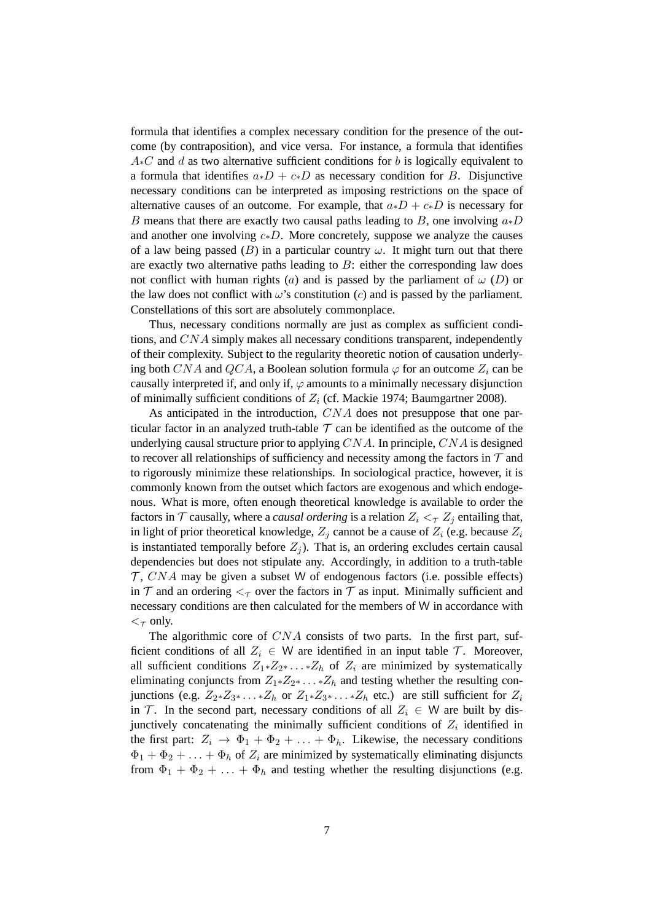formula that identifies a complex necessary condition for the presence of the outcome (by contraposition), and vice versa. For instance, a formula that identifies $A{*}C$ and $d$ as two alternative sufficient conditions for $b$ is logically equivalent to a formula that identifies $a{*}D + c{*}D$ as necessary condition for $B$. Disjunctive necessary conditions can be interpreted as imposing restrictions on the space of alternative causes of an outcome. For example, that $a{*}D + c{*}D$ is necessary for $B$ means that there are exactly two causal paths leading to $B$, one involving $a{*}D$ and another one involving $c{*}D$. More concretely, suppose we analyze the causes of a law being passed ($B$) in a particular country $\omega$. It might turn out that there are exactly two alternative paths leading to $B$: either the corresponding law does not conflict with human rights ($a$) and is passed by the parliament of $\omega$ ($D$) or the law does not conflict with $\omega$'s constitution ($c$) and is passed by the parliament. Constellations of this sort are absolutely commonplace.

Thus, necessary conditions normally are just as complex as sufficient conditions, and $CNA$ simply makes all necessary conditions transparent, independently of their complexity. Subject to the regularity theoretic notion of causation underlying both $CNA$ and $QCA$, a Boolean solution formula $\varphi$ for an outcome $Z_i$ can be causally interpreted if, and only if, $\varphi$ amounts to a minimally necessary disjunction of minimally sufficient conditions of $Z_i$ (cf. Mackie 1974; Baumgartner 2008).

As anticipated in the introduction, $CNA$ does not presuppose that one particular factor in an analyzed truth-table $\mathcal{T}$ can be identified as the outcome of the underlying causal structure prior to applying $CNA$. In principle, $CNA$ is designed to recover all relationships of sufficiency and necessity among the factors in $\mathcal{T}$ and to rigorously minimize these relationships. In sociological practice, however, it is commonly known from the outset which factors are exogenous and which endogenous. What is more, often enough theoretical knowledge is available to order the factors in $\mathcal{T}$ causally, where a *causal ordering* is a relation $Z_i <_{\mathcal{T}} Z_j$ entailing that, in light of prior theoretical knowledge, $Z_j$ cannot be a cause of $Z_i$ (e.g. because $Z_i$ is instantiated temporally before $Z_j$). That is, an ordering excludes certain causal dependencies but does not stipulate any. Accordingly, in addition to a truth-table $\mathcal{T}$, $CNA$ may be given a subset $\mathsf{W}$ of endogenous factors (i.e. possible effects) in $\mathcal{T}$ and an ordering $<_{\mathcal{T}}$ over the factors in $\mathcal{T}$ as input. Minimally sufficient and necessary conditions are then calculated for the members of $\mathsf{W}$ in accordance with $<_{\mathcal{T}}$ only.

The algorithmic core of $CNA$ consists of two parts. In the first part, sufficient conditions of all $Z_i \in \mathsf{W}$ are identified in an input table $\mathcal{T}$. Moreover, all sufficient conditions $Z_1{*}Z_2{*}\ldots{*}Z_h$ of $Z_i$ are minimized by systematically eliminating conjuncts from $Z_1{*}Z_2{*}\ldots{*}Z_h$ and testing whether the resulting conjunctions (e.g. $Z_2{*}Z_3{*}\ldots{*}Z_h$ or $Z_1{*}Z_3{*}\ldots{*}Z_h$ etc.) are still sufficient for $Z_i$ in $\mathcal{T}$. In the second part, necessary conditions of all $Z_i \in \mathsf{W}$ are built by disjunctively concatenating the minimally sufficient conditions of $Z_i$ identified in the first part: $Z_i \rightarrow \Phi_1 + \Phi_2 + \ldots + \Phi_h$. Likewise, the necessary conditions $\Phi_1 + \Phi_2 + \ldots + \Phi_h$ of $Z_i$ are minimized by systematically eliminating disjuncts from $\Phi_1 + \Phi_2 + \ldots + \Phi_h$ and testing whether the resulting disjunctions (e.g.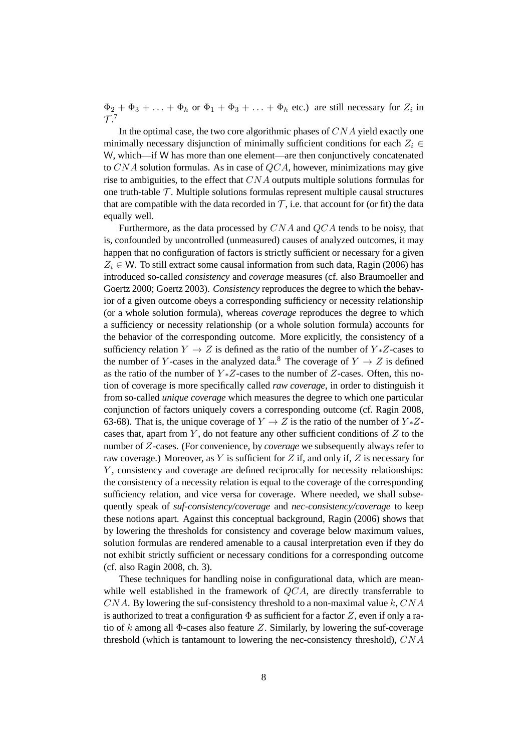$\Phi_2 + \Phi_3 + \ldots + \Phi_h$ or $\Phi_1 + \Phi_3 + \ldots + \Phi_h$ etc.) are still necessary for $Z_i$ in $\mathcal{T}$.[7]

In the optimal case, the two core algorithmic phases of $CNA$ yield exactly one minimally necessary disjunction of minimally sufficient conditions for each $Z_i \in$ W, which—if W has more than one element—are then conjunctively concatenated to $CNA$ solution formulas. As in case of $QCA$, however, minimizations may give rise to ambiguities, to the effect that $CNA$ outputs multiple solutions formulas for one truth-table $\mathcal{T}$. Multiple solutions formulas represent multiple causal structures that are compatible with the data recorded in $\mathcal{T}$, i.e. that account for (or fit) the data equally well.

Furthermore, as the data processed by $CNA$ and $QCA$ tends to be noisy, that is, confounded by uncontrolled (unmeasured) causes of analyzed outcomes, it may happen that no configuration of factors is strictly sufficient or necessary for a given $Z_i \in$ W. To still extract some causal information from such data, Ragin (2006) has introduced so-called *consistency* and *coverage* measures (cf. also Braumoeller and Goertz 2000; Goertz 2003). *Consistency* reproduces the degree to which the behavior of a given outcome obeys a corresponding sufficiency or necessity relationship (or a whole solution formula), whereas *coverage* reproduces the degree to which a sufficiency or necessity relationship (or a whole solution formula) accounts for the behavior of the corresponding outcome. More explicitly, the consistency of a sufficiency relation $Y \rightarrow Z$ is defined as the ratio of the number of $Y{*}Z$-cases to the number of $Y$-cases in the analyzed data.[8] The coverage of $Y \rightarrow Z$ is defined as the ratio of the number of $Y{*}Z$-cases to the number of $Z$-cases. Often, this notion of coverage is more specifically called *raw coverage*, in order to distinguish it from so-called *unique coverage* which measures the degree to which one particular conjunction of factors uniquely covers a corresponding outcome (cf. Ragin 2008, 63-68). That is, the unique coverage of $Y \rightarrow Z$ is the ratio of the number of $Y{*}Z$-cases that, apart from $Y$, do not feature any other sufficient conditions of $Z$ to the number of $Z$-cases. (For convenience, by *coverage* we subsequently always refer to raw coverage.) Moreover, as $Y$ is sufficient for $Z$ if, and only if, $Z$ is necessary for $Y$, consistency and coverage are defined reciprocally for necessity relationships: the consistency of a necessity relation is equal to the coverage of the corresponding sufficiency relation, and vice versa for coverage. Where needed, we shall subsequently speak of *suf-consistency/coverage* and *nec-consistency/coverage* to keep these notions apart. Against this conceptual background, Ragin (2006) shows that by lowering the thresholds for consistency and coverage below maximum values, solution formulas are rendered amenable to a causal interpretation even if they do not exhibit strictly sufficient or necessary conditions for a corresponding outcome (cf. also Ragin 2008, ch. 3).

These techniques for handling noise in configurational data, which are meanwhile well established in the framework of $QCA$, are directly transferrable to $CNA$. By lowering the suf-consistency threshold to a non-maximal value $k$, $CNA$ is authorized to treat a configuration $\Phi$ as sufficient for a factor $Z$, even if only a ratio of $k$ among all $\Phi$-cases also feature $Z$. Similarly, by lowering the suf-coverage threshold (which is tantamount to lowering the nec-consistency threshold), $CNA$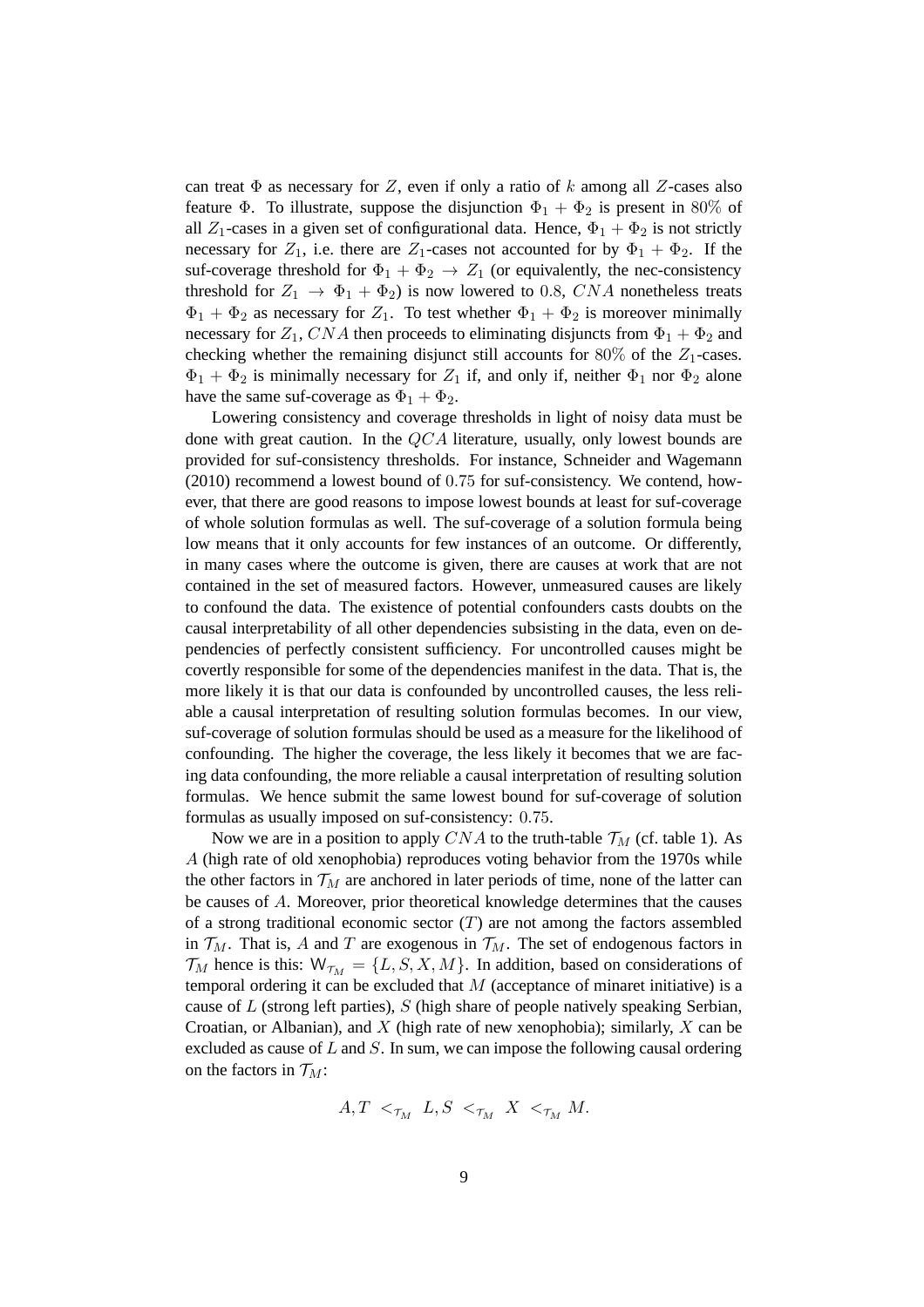can treat $\Phi$ as necessary for $Z$, even if only a ratio of $k$ among all $Z$-cases also feature $\Phi$. To illustrate, suppose the disjunction $\Phi_1 + \Phi_2$ is present in $80\%$ of all $Z_1$-cases in a given set of configurational data. Hence, $\Phi_1 + \Phi_2$ is not strictly necessary for $Z_1$, i.e. there are $Z_1$-cases not accounted for by $\Phi_1 + \Phi_2$. If the suf-coverage threshold for $\Phi_1 + \Phi_2 \rightarrow Z_1$ (or equivalently, the nec-consistency threshold for $Z_1 \rightarrow \Phi_1 + \Phi_2$) is now lowered to $0.8$, $CNA$ nonetheless treats $\Phi_1 + \Phi_2$ as necessary for $Z_1$. To test whether $\Phi_1 + \Phi_2$ is moreover minimally necessary for $Z_1$, $CNA$ then proceeds to eliminating disjuncts from $\Phi_1 + \Phi_2$ and checking whether the remaining disjunct still accounts for $80\%$ of the $Z_1$-cases. $\Phi_1 + \Phi_2$ is minimally necessary for $Z_1$ if, and only if, neither $\Phi_1$ nor $\Phi_2$ alone have the same suf-coverage as $\Phi_1 + \Phi_2$.

Lowering consistency and coverage thresholds in light of noisy data must be done with great caution. In the $QCA$ literature, usually, only lowest bounds are provided for suf-consistency thresholds. For instance, Schneider and Wagemann (2010) recommend a lowest bound of $0.75$ for suf-consistency. We contend, however, that there are good reasons to impose lowest bounds at least for suf-coverage of whole solution formulas as well. The suf-coverage of a solution formula being low means that it only accounts for few instances of an outcome. Or differently, in many cases where the outcome is given, there are causes at work that are not contained in the set of measured factors. However, unmeasured causes are likely to confound the data. The existence of potential confounders casts doubts on the causal interpretability of all other dependencies subsisting in the data, even on dependencies of perfectly consistent sufficiency. For uncontrolled causes might be covertly responsible for some of the dependencies manifest in the data. That is, the more likely it is that our data is confounded by uncontrolled causes, the less reliable a causal interpretation of resulting solution formulas becomes. In our view, suf-coverage of solution formulas should be used as a measure for the likelihood of confounding. The higher the coverage, the less likely it becomes that we are facing data confounding, the more reliable a causal interpretation of resulting solution formulas. We hence submit the same lowest bound for suf-coverage of solution formulas as usually imposed on suf-consistency: $0.75$.

Now we are in a position to apply $CNA$ to the truth-table $\mathcal{T}_M$ (cf. table 1). As $A$ (high rate of old xenophobia) reproduces voting behavior from the 1970s while the other factors in $\mathcal{T}_M$ are anchored in later periods of time, none of the latter can be causes of $A$. Moreover, prior theoretical knowledge determines that the causes of a strong traditional economic sector ($T$) are not among the factors assembled in $\mathcal{T}_M$. That is, $A$ and $T$ are exogenous in $\mathcal{T}_M$. The set of endogenous factors in $\mathcal{T}_M$ hence is this: $\mathsf{W}_{\mathcal{T}_M} = \{L, S, X, M\}$. In addition, based on considerations of temporal ordering it can be excluded that $M$ (acceptance of minaret initiative) is a cause of $L$ (strong left parties), $S$ (high share of people natively speaking Serbian, Croatian, or Albanian), and $X$ (high rate of new xenophobia); similarly, $X$ can be excluded as cause of $L$ and $S$. In sum, we can impose the following causal ordering on the factors in $\mathcal{T}_M$:

$$A, T \;<_{\mathcal{T}_M}\; L, S \;<_{\mathcal{T}_M}\; X \;<_{\mathcal{T}_M}\; M.$$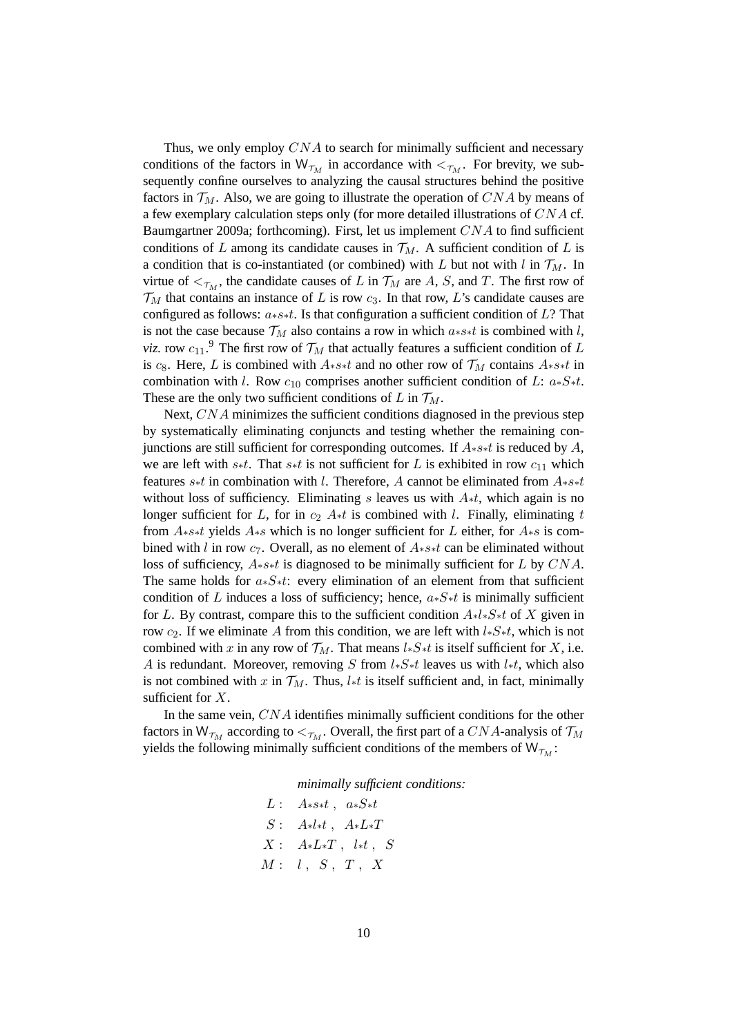Thus, we only employ $CNA$ to search for minimally sufficient and necessary conditions of the factors in $\mathsf{W}_{\mathcal{T}_M}$ in accordance with $<_{\mathcal{T}_M}$. For brevity, we subsequently confine ourselves to analyzing the causal structures behind the positive factors in $\mathcal{T}_M$. Also, we are going to illustrate the operation of $CNA$ by means of a few exemplary calculation steps only (for more detailed illustrations of $CNA$ cf. Baumgartner 2009a; forthcoming). First, let us implement $CNA$ to find sufficient conditions of $L$ among its candidate causes in $\mathcal{T}_M$. A sufficient condition of $L$ is a condition that is co-instantiated (or combined) with $L$ but not with $l$ in $\mathcal{T}_M$. In virtue of $<_{\mathcal{T}_M}$, the candidate causes of $L$ in $\mathcal{T}_M$ are $A$, $S$, and $T$. The first row of $\mathcal{T}_M$ that contains an instance of $L$ is row $c_3$. In that row, $L$'s candidate causes are configured as follows: $a{*}s{*}t$. Is that configuration a sufficient condition of $L$? That is not the case because $\mathcal{T}_M$ also contains a row in which $a{*}s{*}t$ is combined with $l$, *viz.* row $c_{11}$.[9] The first row of $\mathcal{T}_M$ that actually features a sufficient condition of $L$ is $c_8$. Here, $L$ is combined with $A{*}s{*}t$ and no other row of $\mathcal{T}_M$ contains $A{*}s{*}t$ in combination with $l$. Row $c_{10}$ comprises another sufficient condition of $L$: $a{*}S{*}t$. These are the only two sufficient conditions of $L$ in $\mathcal{T}_M$.

Next, $CNA$ minimizes the sufficient conditions diagnosed in the previous step by systematically eliminating conjuncts and testing whether the remaining conjunctions are still sufficient for corresponding outcomes. If $A{*}s{*}t$ is reduced by $A$, we are left with $s{*}t$. That $s{*}t$ is not sufficient for $L$ is exhibited in row $c_{11}$ which features $s{*}t$ in combination with $l$. Therefore, $A$ cannot be eliminated from $A{*}s{*}t$ without loss of sufficiency. Eliminating $s$ leaves us with $A{*}t$, which again is no longer sufficient for $L$, for in $c_2$ $A{*}t$ is combined with $l$. Finally, eliminating $t$ from $A{*}s{*}t$ yields $A{*}s$ which is no longer sufficient for $L$ either, for $A{*}s$ is combined with $l$ in row $c_7$. Overall, as no element of $A{*}s{*}t$ can be eliminated without loss of sufficiency, $A{*}s{*}t$ is diagnosed to be minimally sufficient for $L$ by $CNA$. The same holds for $a{*}S{*}t$: every elimination of an element from that sufficient condition of $L$ induces a loss of sufficiency; hence, $a{*}S{*}t$ is minimally sufficient for $L$. By contrast, compare this to the sufficient condition $A{*}l{*}S{*}t$ of $X$ given in row $c_2$. If we eliminate $A$ from this condition, we are left with $l{*}S{*}t$, which is not combined with $x$ in any row of $\mathcal{T}_M$. That means $l{*}S{*}t$ is itself sufficient for $X$, i.e. $A$ is redundant. Moreover, removing $S$ from $l{*}S{*}t$ leaves us with $l{*}t$, which also is not combined with $x$ in $\mathcal{T}_M$. Thus, $l{*}t$ is itself sufficient and, in fact, minimally sufficient for $X$.

In the same vein, $CNA$ identifies minimally sufficient conditions for the other factors in $\mathsf{W}_{\mathcal{T}_M}$ according to $<_{\mathcal{T}_M}$. Overall, the first part of a $CNA$-analysis of $\mathcal{T}_M$ yields the following minimally sufficient conditions of the members of $\mathsf{W}_{\mathcal{T}_M}$:

*minimally sufficient conditions:*

$$
\begin{aligned}
L &: \quad A{*}s{*}t\ ,\ \ a{*}S{*}t \\
S &: \quad A{*}l{*}t\ ,\ \ A{*}L{*}T \\
X &: \quad A{*}L{*}T\ ,\ \ l{*}t\ ,\ \ S \\
M &: \quad l\ ,\ \ S\ ,\ \ T\ ,\ \ X
\end{aligned}
$$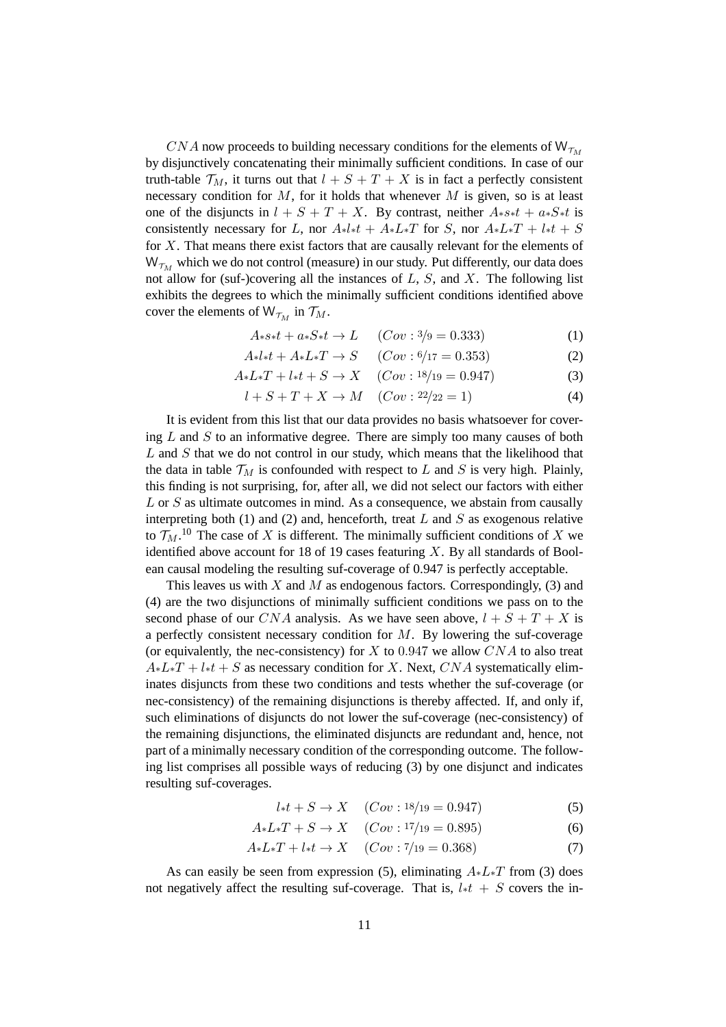$CNA$ now proceeds to building necessary conditions for the elements of $\mathsf{W}_{\mathcal{T}_M}$ by disjunctively concatenating their minimally sufficient conditions. In case of our truth-table $\mathcal{T}_M$, it turns out that $l + S + T + X$ is in fact a perfectly consistent necessary condition for $M$, for it holds that whenever $M$ is given, so is at least one of the disjuncts in $l + S + T + X$. By contrast, neither $A{*}s{*}t + a{*}S{*}t$ is consistently necessary for $L$, nor $A{*}l{*}t + A{*}L{*}T$ for $S$, nor $A{*}L{*}T + l{*}t + S$ for $X$. That means there exist factors that are causally relevant for the elements of $\mathsf{W}_{\mathcal{T}_M}$ which we do not control (measure) in our study. Put differently, our data does not allow for (suf-)covering all the instances of $L$, $S$, and $X$. The following list exhibits the degrees to which the minimally sufficient conditions identified above cover the elements of $\mathsf{W}_{\mathcal{T}_M}$ in $\mathcal{T}_M$.

$$A{*}s{*}t + a{*}S{*}t \rightarrow L \quad (Cov : {}^{3}\!/_{9} = 0.333) \tag{1}$$

$$A{*}l{*}t + A{*}L{*}T \rightarrow S \quad (Cov : {}^{6}\!/_{17} = 0.353) \tag{2}$$

$$A{*}L{*}T + l{*}t + S \rightarrow X \quad (Cov : {}^{18}\!/_{19} = 0.947) \tag{3}$$

$$l + S + T + X \rightarrow M \quad (Cov : {}^{22}\!/_{22} = 1) \tag{4}$$

It is evident from this list that our data provides no basis whatsoever for covering $L$ and $S$ to an informative degree. There are simply too many causes of both $L$ and $S$ that we do not control in our study, which means that the likelihood that the data in table $\mathcal{T}_M$ is confounded with respect to $L$ and $S$ is very high. Plainly, this finding is not surprising, for, after all, we did not select our factors with either $L$ or $S$ as ultimate outcomes in mind. As a consequence, we abstain from causally interpreting both (1) and (2) and, henceforth, treat $L$ and $S$ as exogenous relative to $\mathcal{T}_M$.[10] The case of $X$ is different. The minimally sufficient conditions of $X$ we identified above account for 18 of 19 cases featuring $X$. By all standards of Boolean causal modeling the resulting suf-coverage of 0.947 is perfectly acceptable.

This leaves us with $X$ and $M$ as endogenous factors. Correspondingly, (3) and (4) are the two disjunctions of minimally sufficient conditions we pass on to the second phase of our $CNA$ analysis. As we have seen above, $l + S + T + X$ is a perfectly consistent necessary condition for $M$. By lowering the suf-coverage (or equivalently, the nec-consistency) for $X$ to $0.947$ we allow $CNA$ to also treat $A{*}L{*}T + l{*}t + S$ as necessary condition for $X$. Next, $CNA$ systematically eliminates disjuncts from these two conditions and tests whether the suf-coverage (or nec-consistency) of the remaining disjunctions is thereby affected. If, and only if, such eliminations of disjuncts do not lower the suf-coverage (nec-consistency) of the remaining disjunctions, the eliminated disjuncts are redundant and, hence, not part of a minimally necessary condition of the corresponding outcome. The following list comprises all possible ways of reducing (3) by one disjunct and indicates resulting suf-coverages.

$$l{*}t + S \rightarrow X \quad (Cov : {}^{18}\!/_{19} = 0.947) \tag{5}$$

$$A{*}L{*}T + S \rightarrow X \quad (Cov : {}^{17}\!/_{19} = 0.895) \tag{6}$$

$$A{*}L{*}T + l{*}t \rightarrow X \quad (Cov : {}^{7}\!/_{19} = 0.368) \tag{7}$$

As can easily be seen from expression (5), eliminating $A{*}L{*}T$ from (3) does not negatively affect the resulting suf-coverage. That is, $l{*}t + S$ covers the in-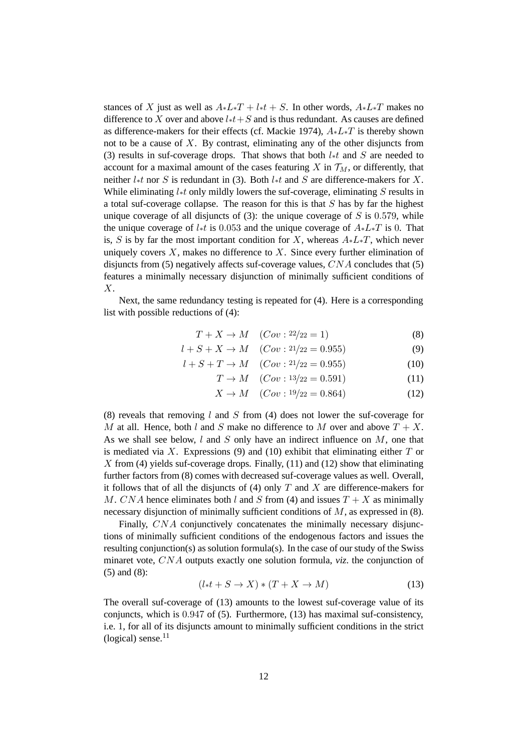stances of $X$ just as well as $A{*}L{*}T + l{*}t + S$. In other words, $A{*}L{*}T$ makes no difference to $X$ over and above $l{*}t + S$ and is thus redundant. As causes are defined as difference-makers for their effects (cf. Mackie 1974), $A{*}L{*}T$ is thereby shown not to be a cause of $X$. By contrast, eliminating any of the other disjuncts from (3) results in suf-coverage drops. That shows that both $l{*}t$ and $S$ are needed to account for a maximal amount of the cases featuring $X$ in $\mathcal{T}_M$, or differently, that neither $l{*}t$ nor $S$ is redundant in (3). Both $l{*}t$ and $S$ are difference-makers for $X$. While eliminating $l{*}t$ only mildly lowers the suf-coverage, eliminating $S$ results in a total suf-coverage collapse. The reason for this is that $S$ has by far the highest unique coverage of all disjuncts of (3): the unique coverage of $S$ is $0.579$, while the unique coverage of $l{*}t$ is $0.053$ and the unique coverage of $A{*}L{*}T$ is $0$. That is, $S$ is by far the most important condition for $X$, whereas $A{*}L{*}T$, which never uniquely covers $X$, makes no difference to $X$. Since every further elimination of disjuncts from (5) negatively affects suf-coverage values, $CNA$ concludes that (5) features a minimally necessary disjunction of minimally sufficient conditions of $X$.

Next, the same redundancy testing is repeated for (4). Here is a corresponding list with possible reductions of (4):

$$T + X \rightarrow M \quad (Cov : {}^{22}\!/_{22} = 1) \tag{8}$$

$$l + S + X \rightarrow M \quad (Cov : {}^{21}\!/_{22} = 0.955) \tag{9}$$

$$l + S + T \rightarrow M \quad (Cov : {}^{21}\!/_{22} = 0.955) \tag{10}$$

$$T \rightarrow M \quad (Cov : {}^{13}\!/_{22} = 0.591) \tag{11}$$

$$X \rightarrow M \quad (Cov : {}^{19}\!/_{22} = 0.864) \tag{12}$$

(8) reveals that removing $l$ and $S$ from (4) does not lower the suf-coverage for $M$ at all. Hence, both $l$ and $S$ make no difference to $M$ over and above $T + X$. As we shall see below, $l$ and $S$ only have an indirect influence on $M$, one that is mediated via $X$. Expressions (9) and (10) exhibit that eliminating either $T$ or $X$ from (4) yields suf-coverage drops. Finally, (11) and (12) show that eliminating further factors from (8) comes with decreased suf-coverage values as well. Overall, it follows that of all the disjuncts of (4) only $T$ and $X$ are difference-makers for $M$. $CNA$ hence eliminates both $l$ and $S$ from (4) and issues $T + X$ as minimally necessary disjunction of minimally sufficient conditions of $M$, as expressed in (8).

Finally, $CNA$ conjunctively concatenates the minimally necessary disjunctions of minimally sufficient conditions of the endogenous factors and issues the resulting conjunction(s) as solution formula(s). In the case of our study of the Swiss minaret vote, $CNA$ outputs exactly one solution formula, *viz*. the conjunction of (5) and (8):

$$(l{*}t + S \rightarrow X) * (T + X \rightarrow M) \tag{13}$$

The overall suf-coverage of (13) amounts to the lowest suf-coverage value of its conjuncts, which is $0.947$ of (5). Furthermore, (13) has maximal suf-consistency, i.e. $1$, for all of its disjuncts amount to minimally sufficient conditions in the strict (logical) sense.[11]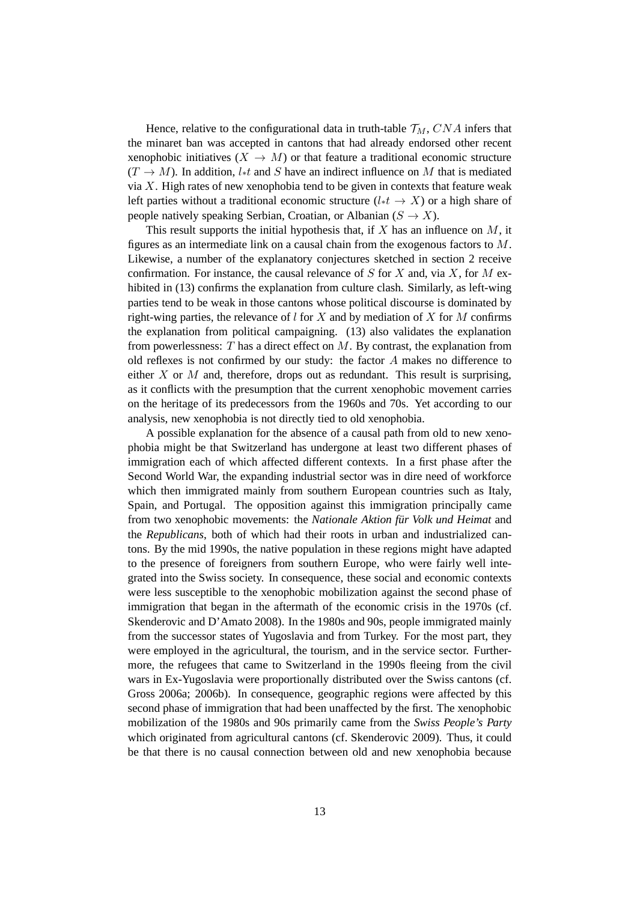Hence, relative to the configurational data in truth-table $\mathcal{T}_M$, $CNA$ infers that the minaret ban was accepted in cantons that had already endorsed other recent xenophobic initiatives ($X \rightarrow M$) or that feature a traditional economic structure ($T \rightarrow M$). In addition, $l{*}t$ and $S$ have an indirect influence on $M$ that is mediated via $X$. High rates of new xenophobia tend to be given in contexts that feature weak left parties without a traditional economic structure ($l{*}t \rightarrow X$) or a high share of people natively speaking Serbian, Croatian, or Albanian ($S \rightarrow X$).

This result supports the initial hypothesis that, if $X$ has an influence on $M$, it figures as an intermediate link on a causal chain from the exogenous factors to $M$. Likewise, a number of the explanatory conjectures sketched in section 2 receive confirmation. For instance, the causal relevance of $S$ for $X$ and, via $X$, for $M$ exhibited in (13) confirms the explanation from culture clash. Similarly, as left-wing parties tend to be weak in those cantons whose political discourse is dominated by right-wing parties, the relevance of $l$ for $X$ and by mediation of $X$ for $M$ confirms the explanation from political campaigning. (13) also validates the explanation from powerlessness: $T$ has a direct effect on $M$. By contrast, the explanation from old reflexes is not confirmed by our study: the factor $A$ makes no difference to either $X$ or $M$ and, therefore, drops out as redundant. This result is surprising, as it conflicts with the presumption that the current xenophobic movement carries on the heritage of its predecessors from the 1960s and 70s. Yet according to our analysis, new xenophobia is not directly tied to old xenophobia.

A possible explanation for the absence of a causal path from old to new xenophobia might be that Switzerland has undergone at least two different phases of immigration each of which affected different contexts. In a first phase after the Second World War, the expanding industrial sector was in dire need of workforce which then immigrated mainly from southern European countries such as Italy, Spain, and Portugal. The opposition against this immigration principally came from two xenophobic movements: the *Nationale Aktion für Volk und Heimat* and the *Republicans*, both of which had their roots in urban and industrialized cantons. By the mid 1990s, the native population in these regions might have adapted to the presence of foreigners from southern Europe, who were fairly well integrated into the Swiss society. In consequence, these social and economic contexts were less susceptible to the xenophobic mobilization against the second phase of immigration that began in the aftermath of the economic crisis in the 1970s (cf. Skenderovic and D'Amato 2008). In the 1980s and 90s, people immigrated mainly from the successor states of Yugoslavia and from Turkey. For the most part, they were employed in the agricultural, the tourism, and in the service sector. Furthermore, the refugees that came to Switzerland in the 1990s fleeing from the civil wars in Ex-Yugoslavia were proportionally distributed over the Swiss cantons (cf. Gross 2006a; 2006b). In consequence, geographic regions were affected by this second phase of immigration that had been unaffected by the first. The xenophobic mobilization of the 1980s and 90s primarily came from the *Swiss People's Party* which originated from agricultural cantons (cf. Skenderovic 2009). Thus, it could be that there is no causal connection between old and new xenophobia because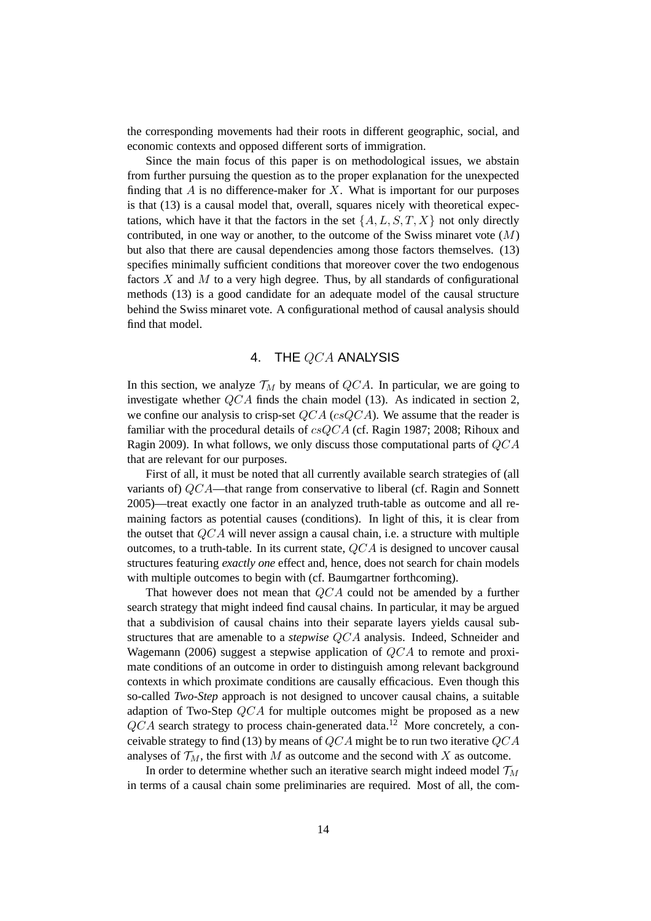the corresponding movements had their roots in different geographic, social, and economic contexts and opposed different sorts of immigration.

Since the main focus of this paper is on methodological issues, we abstain from further pursuing the question as to the proper explanation for the unexpected finding that $A$ is no difference-maker for $X$. What is important for our purposes is that (13) is a causal model that, overall, squares nicely with theoretical expectations, which have it that the factors in the set $\{A, L, S, T, X\}$ not only directly contributed, in one way or another, to the outcome of the Swiss minaret vote ($M$) but also that there are causal dependencies among those factors themselves. (13) specifies minimally sufficient conditions that moreover cover the two endogenous factors $X$ and $M$ to a very high degree. Thus, by all standards of configurational methods (13) is a good candidate for an adequate model of the causal structure behind the Swiss minaret vote. A configurational method of causal analysis should find that model.

## 4. THE $QCA$ ANALYSIS

In this section, we analyze $\mathcal{T}_M$ by means of $QCA$. In particular, we are going to investigate whether $QCA$ finds the chain model (13). As indicated in section 2, we confine our analysis to crisp-set $QCA$ ($csQCA$). We assume that the reader is familiar with the procedural details of $csQCA$ (cf. Ragin 1987; 2008; Rihoux and Ragin 2009). In what follows, we only discuss those computational parts of $QCA$ that are relevant for our purposes.

First of all, it must be noted that all currently available search strategies of (all variants of) $QCA$—that range from conservative to liberal (cf. Ragin and Sonnett 2005)—treat exactly one factor in an analyzed truth-table as outcome and all remaining factors as potential causes (conditions). In light of this, it is clear from the outset that $QCA$ will never assign a causal chain, i.e. a structure with multiple outcomes, to a truth-table. In its current state, $QCA$ is designed to uncover causal structures featuring *exactly one* effect and, hence, does not search for chain models with multiple outcomes to begin with (cf. Baumgartner forthcoming).

That however does not mean that $QCA$ could not be amended by a further search strategy that might indeed find causal chains. In particular, it may be argued that a subdivision of causal chains into their separate layers yields causal substructures that are amenable to a *stepwise* $QCA$ analysis. Indeed, Schneider and Wagemann (2006) suggest a stepwise application of $QCA$ to remote and proximate conditions of an outcome in order to distinguish among relevant background contexts in which proximate conditions are causally efficacious. Even though this so-called *Two-Step* approach is not designed to uncover causal chains, a suitable adaption of Two-Step $QCA$ for multiple outcomes might be proposed as a new $QCA$ search strategy to process chain-generated data.[12] More concretely, a conceivable strategy to find (13) by means of $QCA$ might be to run two iterative $QCA$ analyses of $\mathcal{T}_M$, the first with $M$ as outcome and the second with $X$ as outcome.

In order to determine whether such an iterative search might indeed model $\mathcal{T}_M$ in terms of a causal chain some preliminaries are required. Most of all, the com-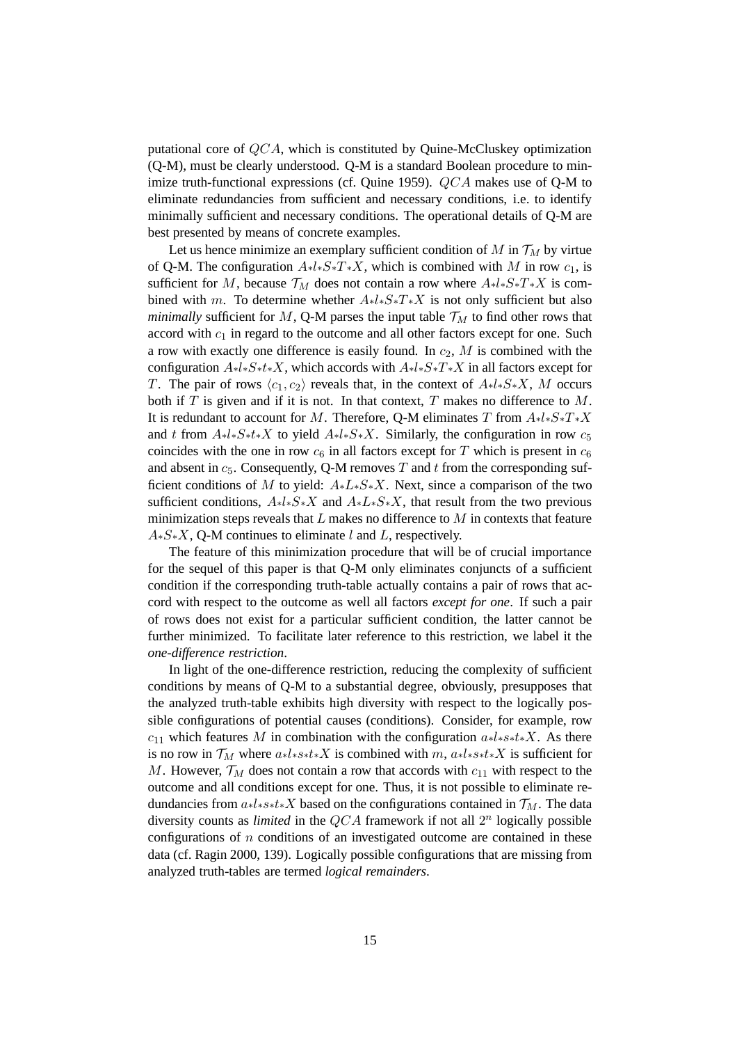putational core of $QCA$, which is constituted by Quine-McCluskey optimization (Q-M), must be clearly understood. Q-M is a standard Boolean procedure to minimize truth-functional expressions (cf. Quine 1959). $QCA$ makes use of Q-M to eliminate redundancies from sufficient and necessary conditions, i.e. to identify minimally sufficient and necessary conditions. The operational details of Q-M are best presented by means of concrete examples.

Let us hence minimize an exemplary sufficient condition of $M$ in $\mathcal{T}_M$ by virtue of Q-M. The configuration $A{*}l{*}S{*}T{*}X$, which is combined with $M$ in row $c_1$, is sufficient for $M$, because $\mathcal{T}_M$ does not contain a row where $A{*}l{*}S{*}T{*}X$ is combined with $m$. To determine whether $A{*}l{*}S{*}T{*}X$ is not only sufficient but also *minimally* sufficient for $M$, Q-M parses the input table $\mathcal{T}_M$ to find other rows that accord with $c_1$ in regard to the outcome and all other factors except for one. Such a row with exactly one difference is easily found. In $c_2$, $M$ is combined with the configuration $A{*}l{*}S{*}t{*}X$, which accords with $A{*}l{*}S{*}T{*}X$ in all factors except for $T$. The pair of rows $\langle c_1, c_2 \rangle$ reveals that, in the context of $A{*}l{*}S{*}X$, $M$ occurs both if $T$ is given and if it is not. In that context, $T$ makes no difference to $M$. It is redundant to account for $M$. Therefore, Q-M eliminates $T$ from $A{*}l{*}S{*}T{*}X$ and $t$ from $A{*}l{*}S{*}t{*}X$ to yield $A{*}l{*}S{*}X$. Similarly, the configuration in row $c_5$ coincides with the one in row $c_6$ in all factors except for $T$ which is present in $c_6$ and absent in $c_5$. Consequently, Q-M removes $T$ and $t$ from the corresponding sufficient conditions of $M$ to yield: $A{*}L{*}S{*}X$. Next, since a comparison of the two sufficient conditions, $A{*}l{*}S{*}X$ and $A{*}L{*}S{*}X$, that result from the two previous minimization steps reveals that $L$ makes no difference to $M$ in contexts that feature $A{*}S{*}X$, Q-M continues to eliminate $l$ and $L$, respectively.

The feature of this minimization procedure that will be of crucial importance for the sequel of this paper is that Q-M only eliminates conjuncts of a sufficient condition if the corresponding truth-table actually contains a pair of rows that accord with respect to the outcome as well all factors *except for one*. If such a pair of rows does not exist for a particular sufficient condition, the latter cannot be further minimized. To facilitate later reference to this restriction, we label it the *one-difference restriction*.

In light of the one-difference restriction, reducing the complexity of sufficient conditions by means of Q-M to a substantial degree, obviously, presupposes that the analyzed truth-table exhibits high diversity with respect to the logically possible configurations of potential causes (conditions). Consider, for example, row $c_{11}$ which features $M$ in combination with the configuration $a{*}l{*}s{*}t{*}X$. As there is no row in $\mathcal{T}_M$ where $a{*}l{*}s{*}t{*}X$ is combined with $m$, $a{*}l{*}s{*}t{*}X$ is sufficient for $M$. However, $\mathcal{T}_M$ does not contain a row that accords with $c_{11}$ with respect to the outcome and all conditions except for one. Thus, it is not possible to eliminate redundancies from $a{*}l{*}s{*}t{*}X$ based on the configurations contained in $\mathcal{T}_M$. The data diversity counts as *limited* in the $QCA$ framework if not all $2^n$ logically possible configurations of $n$ conditions of an investigated outcome are contained in these data (cf. Ragin 2000, 139). Logically possible configurations that are missing from analyzed truth-tables are termed *logical remainders*.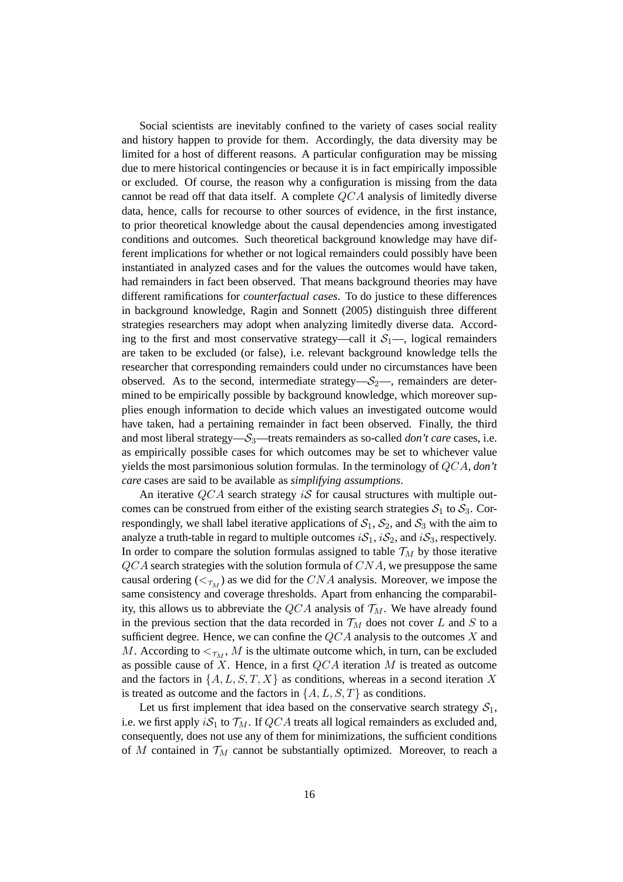Social scientists are inevitably confined to the variety of cases social reality and history happen to provide for them. Accordingly, the data diversity may be limited for a host of different reasons. A particular configuration may be missing due to mere historical contingencies or because it is in fact empirically impossible or excluded. Of course, the reason why a configuration is missing from the data cannot be read off that data itself. A complete $QCA$ analysis of limitedly diverse data, hence, calls for recourse to other sources of evidence, in the first instance, to prior theoretical knowledge about the causal dependencies among investigated conditions and outcomes. Such theoretical background knowledge may have different implications for whether or not logical remainders could possibly have been instantiated in analyzed cases and for the values the outcomes would have taken, had remainders in fact been observed. That means background theories may have different ramifications for *counterfactual cases*. To do justice to these differences in background knowledge, Ragin and Sonnett (2005) distinguish three different strategies researchers may adopt when analyzing limitedly diverse data. According to the first and most conservative strategy—call it $\mathcal{S}_1$—, logical remainders are taken to be excluded (or false), i.e. relevant background knowledge tells the researcher that corresponding remainders could under no circumstances have been observed. As to the second, intermediate strategy—$\mathcal{S}_2$—, remainders are determined to be empirically possible by background knowledge, which moreover supplies enough information to decide which values an investigated outcome would have taken, had a pertaining remainder in fact been observed. Finally, the third and most liberal strategy—$\mathcal{S}_3$—treats remainders as so-called *don't care* cases, i.e. as empirically possible cases for which outcomes may be set to whichever value yields the most parsimonious solution formulas. In the terminology of $QCA$, *don't care* cases are said to be available as *simplifying assumptions*.

An iterative $QCA$ search strategy $i\mathcal{S}$ for causal structures with multiple outcomes can be construed from either of the existing search strategies $\mathcal{S}_1$ to $\mathcal{S}_3$. Correspondingly, we shall label iterative applications of $\mathcal{S}_1$, $\mathcal{S}_2$, and $\mathcal{S}_3$ with the aim to analyze a truth-table in regard to multiple outcomes $i\mathcal{S}_1$, $i\mathcal{S}_2$, and $i\mathcal{S}_3$, respectively. In order to compare the solution formulas assigned to table $\mathcal{T}_M$ by those iterative $QCA$ search strategies with the solution formula of $CNA$, we presuppose the same causal ordering ($<_{\mathcal{T}_M}$) as we did for the $CNA$ analysis. Moreover, we impose the same consistency and coverage thresholds. Apart from enhancing the comparability, this allows us to abbreviate the $QCA$ analysis of $\mathcal{T}_M$. We have already found in the previous section that the data recorded in $\mathcal{T}_M$ does not cover $L$ and $S$ to a sufficient degree. Hence, we can confine the $QCA$ analysis to the outcomes $X$ and $M$. According to $<_{\mathcal{T}_M}$, $M$ is the ultimate outcome which, in turn, can be excluded as possible cause of $X$. Hence, in a first $QCA$ iteration $M$ is treated as outcome and the factors in $\{A, L, S, T, X\}$ as conditions, whereas in a second iteration $X$ is treated as outcome and the factors in $\{A, L, S, T\}$ as conditions.

Let us first implement that idea based on the conservative search strategy $\mathcal{S}_1$, i.e. we first apply $i\mathcal{S}_1$ to $\mathcal{T}_M$. If $QCA$ treats all logical remainders as excluded and, consequently, does not use any of them for minimizations, the sufficient conditions of $M$ contained in $\mathcal{T}_M$ cannot be substantially optimized. Moreover, to reach a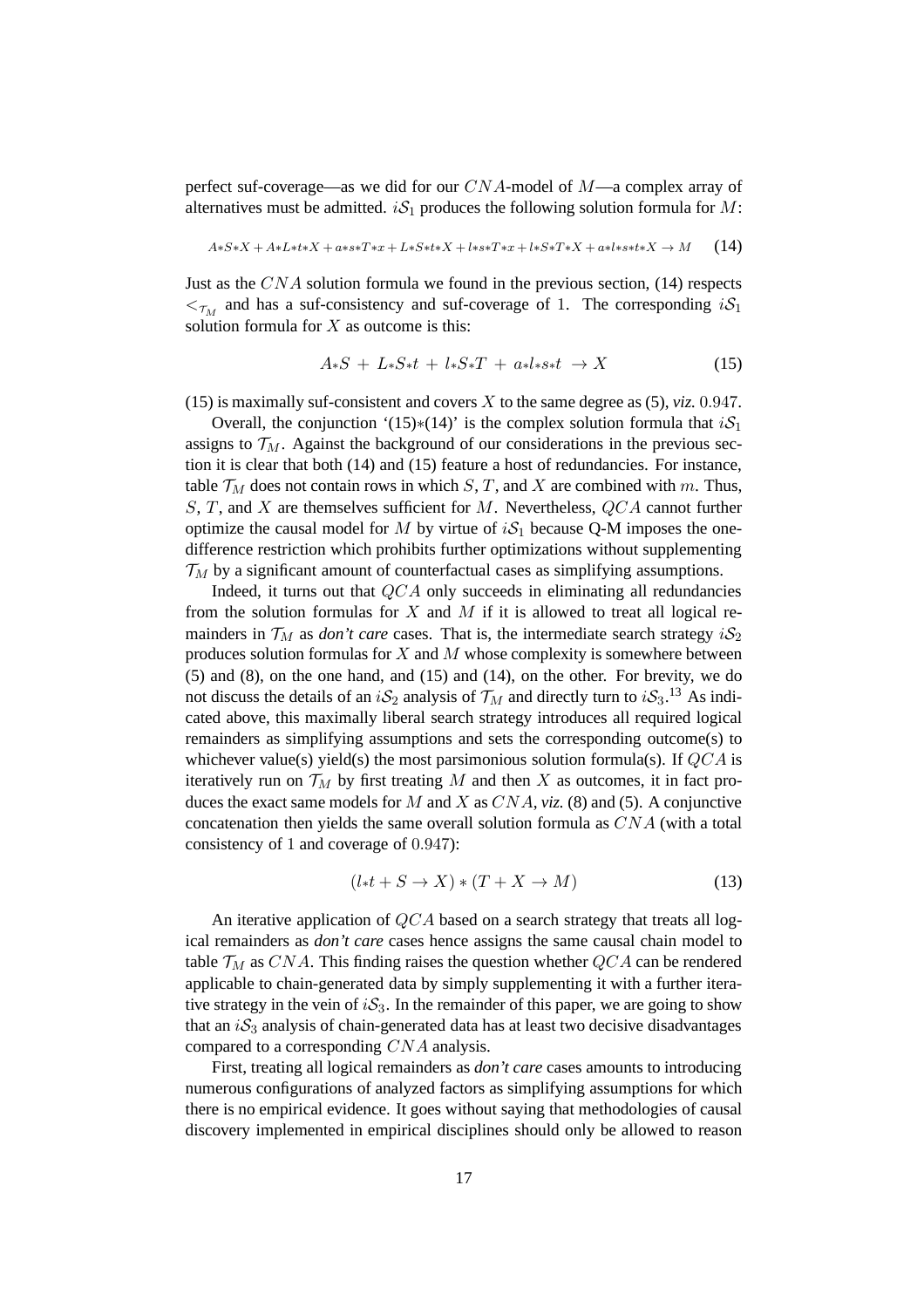perfect suf-coverage—as we did for our $CNA$-model of $M$—a complex array of alternatives must be admitted. $i\mathcal{S}_1$ produces the following solution formula for $M$:

$$A{*}S{*}X + A{*}L{*}t{*}X + a{*}s{*}T{*}x + L{*}S{*}t{*}X + l{*}s{*}T{*}x + l{*}S{*}T{*}X + a{*}l{*}s{*}t{*}X \rightarrow M \tag{14}$$

Just as the $CNA$ solution formula we found in the previous section, (14) respects $<_{\mathcal{T}_M}$ and has a suf-consistency and suf-coverage of 1. The corresponding $i\mathcal{S}_1$ solution formula for $X$ as outcome is this:

$$A{*}S \;+\; L{*}S{*}t \;+\; l{*}S{*}T \;+\; a{*}l{*}s{*}t \;\rightarrow X \tag{15}$$

(15) is maximally suf-consistent and covers $X$ to the same degree as (5), *viz.* $0.947$.

Overall, the conjunction '(15)$*$(14)' is the complex solution formula that $i\mathcal{S}_1$ assigns to $\mathcal{T}_M$. Against the background of our considerations in the previous section it is clear that both (14) and (15) feature a host of redundancies. For instance, table $\mathcal{T}_M$ does not contain rows in which $S$, $T$, and $X$ are combined with $m$. Thus, $S$, $T$, and $X$ are themselves sufficient for $M$. Nevertheless, $QCA$ cannot further optimize the causal model for $M$ by virtue of $i\mathcal{S}_1$ because Q-M imposes the one-difference restriction which prohibits further optimizations without supplementing $\mathcal{T}_M$ by a significant amount of counterfactual cases as simplifying assumptions.

Indeed, it turns out that $QCA$ only succeeds in eliminating all redundancies from the solution formulas for $X$ and $M$ if it is allowed to treat all logical remainders in $\mathcal{T}_M$ as *don't care* cases. That is, the intermediate search strategy $i\mathcal{S}_2$ produces solution formulas for $X$ and $M$ whose complexity is somewhere between (5) and (8), on the one hand, and (15) and (14), on the other. For brevity, we do not discuss the details of an $i\mathcal{S}_2$ analysis of $\mathcal{T}_M$ and directly turn to $i\mathcal{S}_3$.[13] As indicated above, this maximally liberal search strategy introduces all required logical remainders as simplifying assumptions and sets the corresponding outcome(s) to whichever value(s) yield(s) the most parsimonious solution formula(s). If $QCA$ is iteratively run on $\mathcal{T}_M$ by first treating $M$ and then $X$ as outcomes, it in fact produces the exact same models for $M$ and $X$ as $CNA$, *viz.* (8) and (5). A conjunctive concatenation then yields the same overall solution formula as $CNA$ (with a total consistency of 1 and coverage of $0.947$):

$$(l{*}t + S \rightarrow X) * (T + X \rightarrow M) \tag{13}$$

An iterative application of $QCA$ based on a search strategy that treats all logical remainders as *don't care* cases hence assigns the same causal chain model to table $\mathcal{T}_M$ as $CNA$. This finding raises the question whether $QCA$ can be rendered applicable to chain-generated data by simply supplementing it with a further iterative strategy in the vein of $i\mathcal{S}_3$. In the remainder of this paper, we are going to show that an $i\mathcal{S}_3$ analysis of chain-generated data has at least two decisive disadvantages compared to a corresponding $CNA$ analysis.

First, treating all logical remainders as *don't care* cases amounts to introducing numerous configurations of analyzed factors as simplifying assumptions for which there is no empirical evidence. It goes without saying that methodologies of causal discovery implemented in empirical disciplines should only be allowed to reason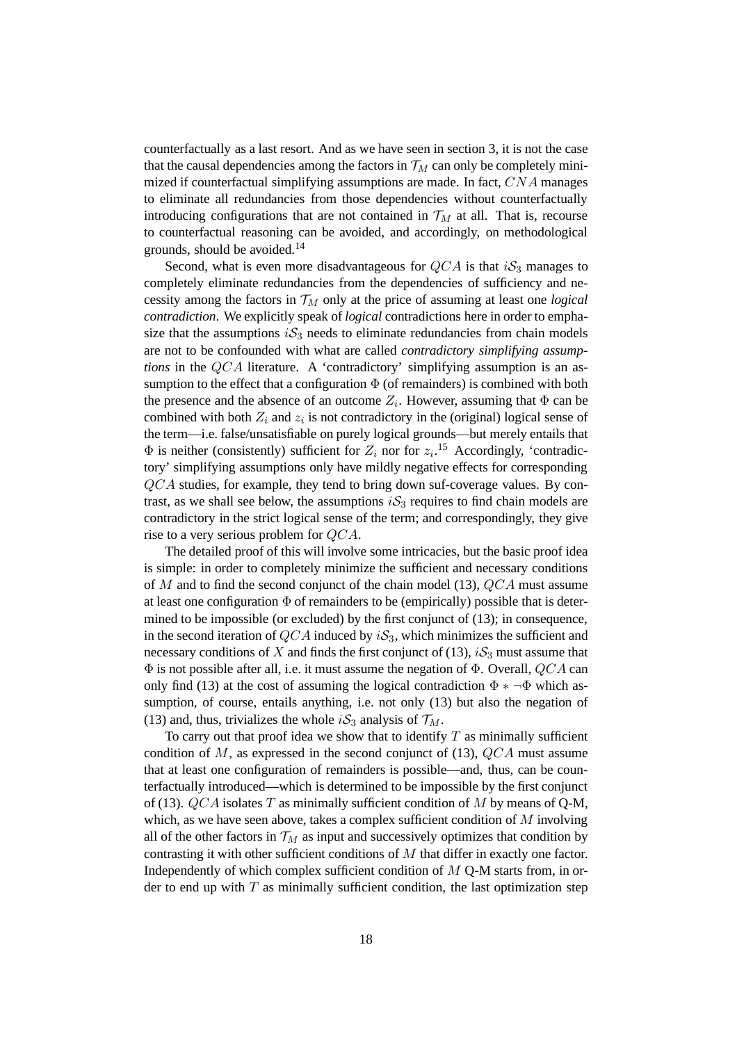counterfactually as a last resort. And as we have seen in section 3, it is not the case that the causal dependencies among the factors in $\mathcal{T}_M$ can only be completely minimized if counterfactual simplifying assumptions are made. In fact, $CNA$ manages to eliminate all redundancies from those dependencies without counterfactually introducing configurations that are not contained in $\mathcal{T}_M$ at all. That is, recourse to counterfactual reasoning can be avoided, and accordingly, on methodological grounds, should be avoided.[14]

Second, what is even more disadvantageous for $QCA$ is that $i\mathcal{S}_3$ manages to completely eliminate redundancies from the dependencies of sufficiency and necessity among the factors in $\mathcal{T}_M$ only at the price of assuming at least one *logical contradiction*. We explicitly speak of *logical* contradictions here in order to emphasize that the assumptions $i\mathcal{S}_3$ needs to eliminate redundancies from chain models are not to be confounded with what are called *contradictory simplifying assumptions* in the $QCA$ literature. A 'contradictory' simplifying assumption is an assumption to the effect that a configuration $\Phi$ (of remainders) is combined with both the presence and the absence of an outcome $Z_i$. However, assuming that $\Phi$ can be combined with both $Z_i$ and $z_i$ is not contradictory in the (original) logical sense of the term—i.e. false/unsatisfiable on purely logical grounds—but merely entails that $\Phi$ is neither (consistently) sufficient for $Z_i$ nor for $z_i$.[15] Accordingly, 'contradictory' simplifying assumptions only have mildly negative effects for corresponding $QCA$ studies, for example, they tend to bring down suf-coverage values. By contrast, as we shall see below, the assumptions $i\mathcal{S}_3$ requires to find chain models are contradictory in the strict logical sense of the term; and correspondingly, they give rise to a very serious problem for $QCA$.

The detailed proof of this will involve some intricacies, but the basic proof idea is simple: in order to completely minimize the sufficient and necessary conditions of $M$ and to find the second conjunct of the chain model (13), $QCA$ must assume at least one configuration $\Phi$ of remainders to be (empirically) possible that is determined to be impossible (or excluded) by the first conjunct of (13); in consequence, in the second iteration of $QCA$ induced by $i\mathcal{S}_3$, which minimizes the sufficient and necessary conditions of $X$ and finds the first conjunct of (13), $i\mathcal{S}_3$ must assume that $\Phi$ is not possible after all, i.e. it must assume the negation of $\Phi$. Overall, $QCA$ can only find (13) at the cost of assuming the logical contradiction $\Phi * \neg\Phi$ which assumption, of course, entails anything, i.e. not only (13) but also the negation of (13) and, thus, trivializes the whole $i\mathcal{S}_3$ analysis of $\mathcal{T}_M$.

To carry out that proof idea we show that to identify $T$ as minimally sufficient condition of $M$, as expressed in the second conjunct of (13), $QCA$ must assume that at least one configuration of remainders is possible—and, thus, can be counterfactually introduced—which is determined to be impossible by the first conjunct of (13). $QCA$ isolates $T$ as minimally sufficient condition of $M$ by means of Q-M, which, as we have seen above, takes a complex sufficient condition of $M$ involving all of the other factors in $\mathcal{T}_M$ as input and successively optimizes that condition by contrasting it with other sufficient conditions of $M$ that differ in exactly one factor. Independently of which complex sufficient condition of $M$ Q-M starts from, in order to end up with $T$ as minimally sufficient condition, the last optimization step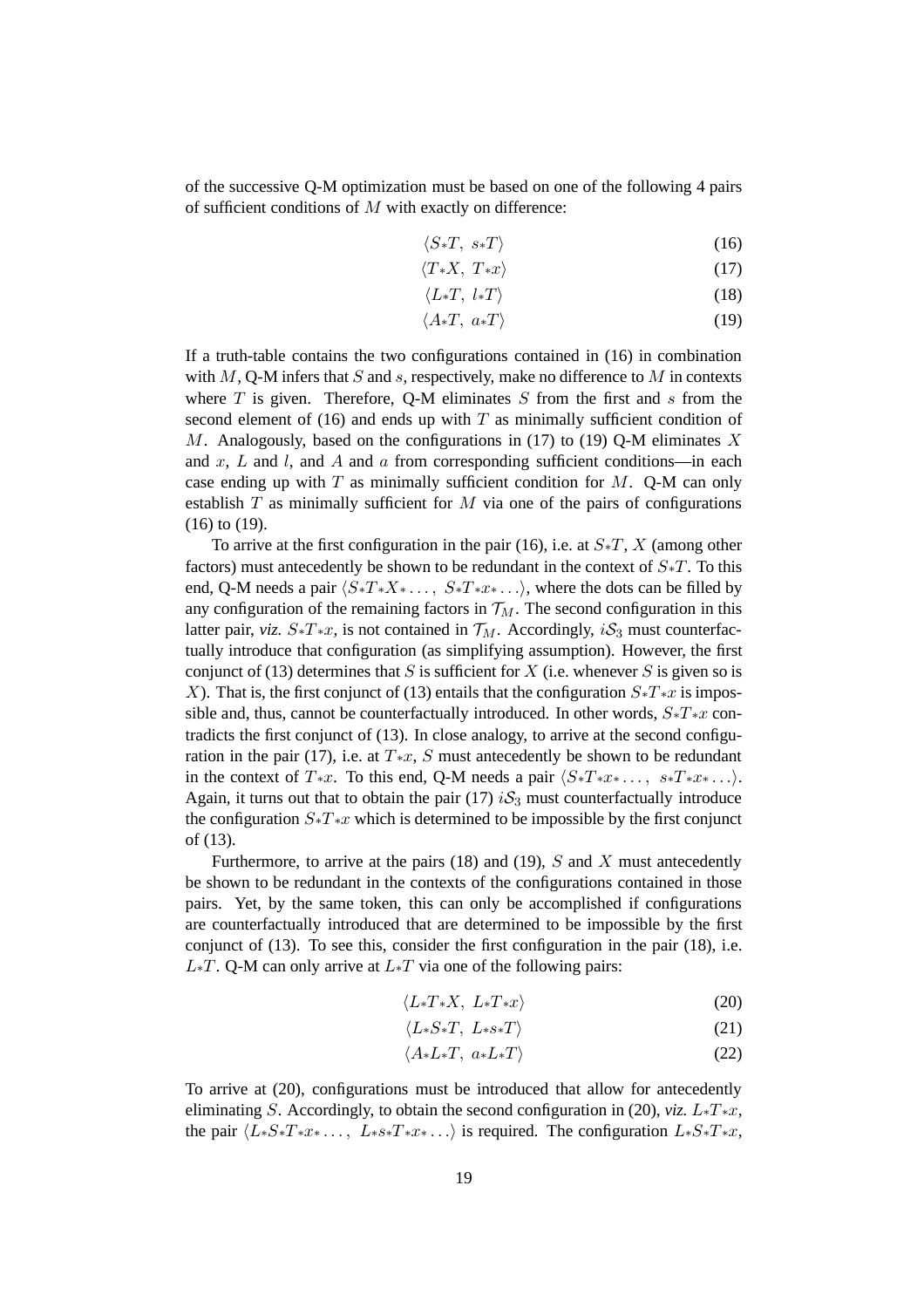of the successive Q-M optimization must be based on one of the following 4 pairs of sufficient conditions of $M$ with exactly on difference:

$$\langle S{*}T,\ s{*}T\rangle \tag{16}$$

$$\langle T{*}X,\ T{*}x\rangle \tag{17}$$

$$\langle L{*}T,\ l{*}T\rangle \tag{18}$$

$$\langle A{*}T,\ a{*}T\rangle \tag{19}$$

If a truth-table contains the two configurations contained in (16) in combination with $M$, Q-M infers that $S$ and $s$, respectively, make no difference to $M$ in contexts where $T$ is given. Therefore, Q-M eliminates $S$ from the first and $s$ from the second element of (16) and ends up with $T$ as minimally sufficient condition of $M$. Analogously, based on the configurations in (17) to (19) Q-M eliminates $X$ and $x$, $L$ and $l$, and $A$ and $a$ from corresponding sufficient conditions—in each case ending up with $T$ as minimally sufficient condition for $M$. Q-M can only establish $T$ as minimally sufficient for $M$ via one of the pairs of configurations (16) to (19).

To arrive at the first configuration in the pair (16), i.e. at $S{*}T$, $X$ (among other factors) must antecedently be shown to be redundant in the context of $S{*}T$. To this end, Q-M needs a pair $\langle S{*}T{*}X{*}\ldots,\ S{*}T{*}x{*}\ldots\rangle$, where the dots can be filled by any configuration of the remaining factors in $\mathcal{T}_M$. The second configuration in this latter pair, *viz.* $S{*}T{*}x$, is not contained in $\mathcal{T}_M$. Accordingly, $i\mathcal{S}_3$ must counterfactually introduce that configuration (as simplifying assumption). However, the first conjunct of (13) determines that $S$ is sufficient for $X$ (i.e. whenever $S$ is given so is $X$). That is, the first conjunct of (13) entails that the configuration $S{*}T{*}x$ is impossible and, thus, cannot be counterfactually introduced. In other words, $S{*}T{*}x$ contradicts the first conjunct of (13). In close analogy, to arrive at the second configuration in the pair (17), i.e. at $T{*}x$, $S$ must antecedently be shown to be redundant in the context of $T{*}x$. To this end, Q-M needs a pair $\langle S{*}T{*}x{*}\ldots,\ s{*}T{*}x{*}\ldots\rangle$. Again, it turns out that to obtain the pair (17) $i\mathcal{S}_3$ must counterfactually introduce the configuration $S{*}T{*}x$ which is determined to be impossible by the first conjunct of (13).

Furthermore, to arrive at the pairs (18) and (19), $S$ and $X$ must antecedently be shown to be redundant in the contexts of the configurations contained in those pairs. Yet, by the same token, this can only be accomplished if configurations are counterfactually introduced that are determined to be impossible by the first conjunct of (13). To see this, consider the first configuration in the pair (18), i.e. $L{*}T$. Q-M can only arrive at $L{*}T$ via one of the following pairs:

$$\langle L{*}T{*}X,\ L{*}T{*}x\rangle \tag{20}$$

$$\langle L{*}S{*}T,\ L{*}s{*}T\rangle \tag{21}$$

$$\langle A{*}L{*}T,\ a{*}L{*}T\rangle \tag{22}$$

To arrive at (20), configurations must be introduced that allow for antecedently eliminating $S$. Accordingly, to obtain the second configuration in (20), *viz.* $L{*}T{*}x$, the pair $\langle L{*}S{*}T{*}x{*}\ldots,\ L{*}s{*}T{*}x{*}\ldots\rangle$ is required. The configuration $L{*}S{*}T{*}x$,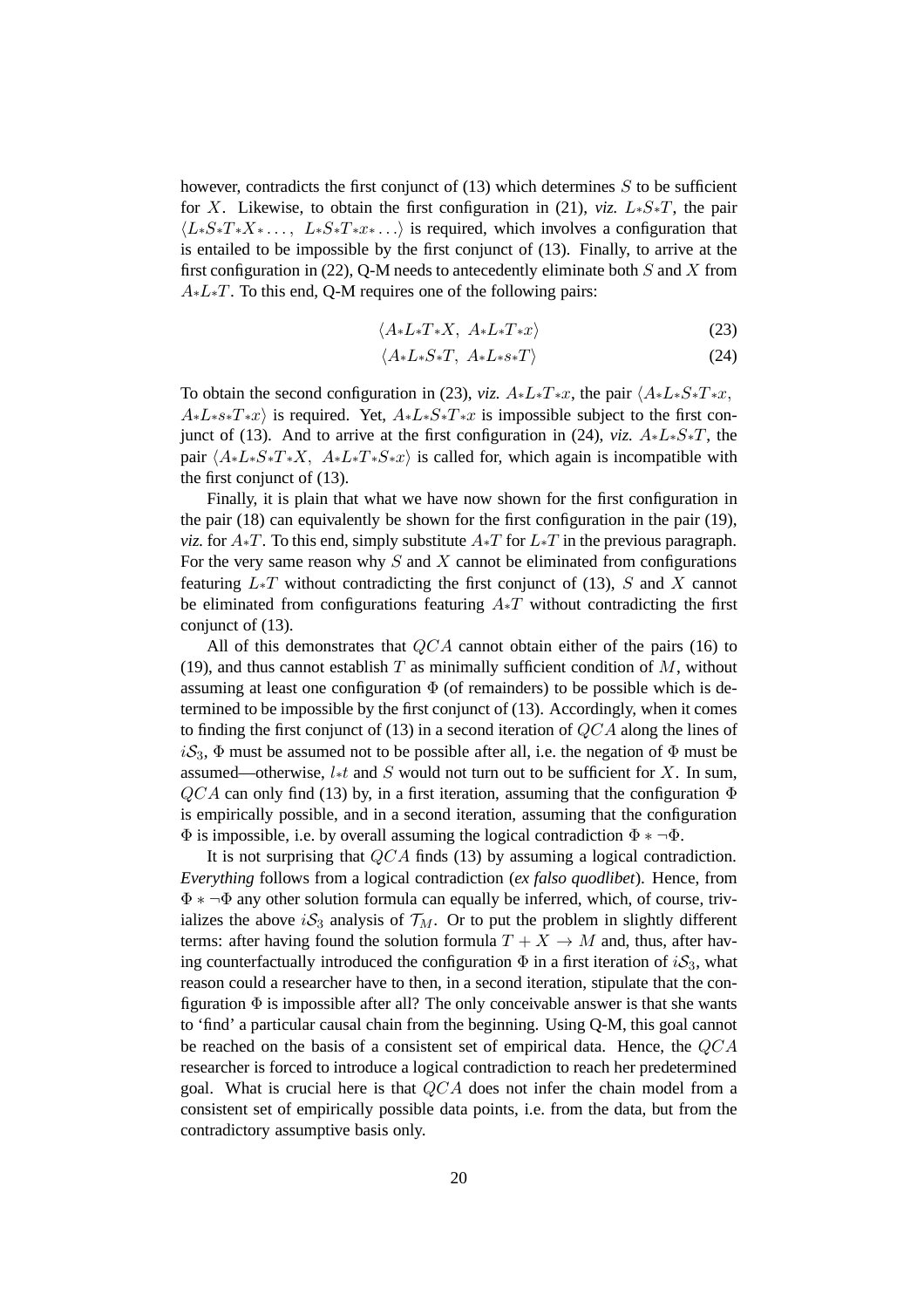however, contradicts the first conjunct of (13) which determines $S$ to be sufficient for $X$. Likewise, to obtain the first configuration in (21), *viz.* $L{*}S{*}T$, the pair $\langle L{*}S{*}T{*}X{*}\ldots,\ L{*}S{*}T{*}x{*}\ldots\rangle$ is required, which involves a configuration that is entailed to be impossible by the first conjunct of (13). Finally, to arrive at the first configuration in (22), Q-M needs to antecedently eliminate both $S$ and $X$ from $A{*}L{*}T$. To this end, Q-M requires one of the following pairs:

$$\langle A{*}L{*}T{*}X,\ A{*}L{*}T{*}x\rangle \tag{23}$$

$$\langle A{*}L{*}S{*}T,\ A{*}L{*}s{*}T\rangle \tag{24}$$

To obtain the second configuration in (23), *viz.* $A{*}L{*}T{*}x$, the pair $\langle A{*}L{*}S{*}T{*}x,$ $A{*}L{*}s{*}T{*}x\rangle$ is required. Yet, $A{*}L{*}S{*}T{*}x$ is impossible subject to the first conjunct of (13). And to arrive at the first configuration in (24), *viz.* $A{*}L{*}S{*}T$, the pair $\langle A{*}L{*}S{*}T{*}X,\ A{*}L{*}T{*}S{*}x\rangle$ is called for, which again is incompatible with the first conjunct of (13).

Finally, it is plain that what we have now shown for the first configuration in the pair (18) can equivalently be shown for the first configuration in the pair (19), *viz.* for $A{*}T$. To this end, simply substitute $A{*}T$ for $L{*}T$ in the previous paragraph. For the very same reason why $S$ and $X$ cannot be eliminated from configurations featuring $L{*}T$ without contradicting the first conjunct of (13), $S$ and $X$ cannot be eliminated from configurations featuring $A{*}T$ without contradicting the first conjunct of (13).

All of this demonstrates that $QCA$ cannot obtain either of the pairs (16) to (19), and thus cannot establish $T$ as minimally sufficient condition of $M$, without assuming at least one configuration $\Phi$ (of remainders) to be possible which is determined to be impossible by the first conjunct of (13). Accordingly, when it comes to finding the first conjunct of (13) in a second iteration of $QCA$ along the lines of $i\mathcal{S}_3$, $\Phi$ must be assumed not to be possible after all, i.e. the negation of $\Phi$ must be assumed—otherwise, $l{*}t$ and $S$ would not turn out to be sufficient for $X$. In sum, $QCA$ can only find (13) by, in a first iteration, assuming that the configuration $\Phi$ is empirically possible, and in a second iteration, assuming that the configuration $\Phi$ is impossible, i.e. by overall assuming the logical contradiction $\Phi * \neg\Phi$.

It is not surprising that $QCA$ finds (13) by assuming a logical contradiction. *Everything* follows from a logical contradiction (*ex falso quodlibet*). Hence, from $\Phi * \neg\Phi$ any other solution formula can equally be inferred, which, of course, trivializes the above $i\mathcal{S}_3$ analysis of $\mathcal{T}_M$. Or to put the problem in slightly different terms: after having found the solution formula $T + X \rightarrow M$ and, thus, after having counterfactually introduced the configuration $\Phi$ in a first iteration of $i\mathcal{S}_3$, what reason could a researcher have to then, in a second iteration, stipulate that the configuration $\Phi$ is impossible after all? The only conceivable answer is that she wants to 'find' a particular causal chain from the beginning. Using Q-M, this goal cannot be reached on the basis of a consistent set of empirical data. Hence, the $QCA$ researcher is forced to introduce a logical contradiction to reach her predetermined goal. What is crucial here is that $QCA$ does not infer the chain model from a consistent set of empirically possible data points, i.e. from the data, but from the contradictory assumptive basis only.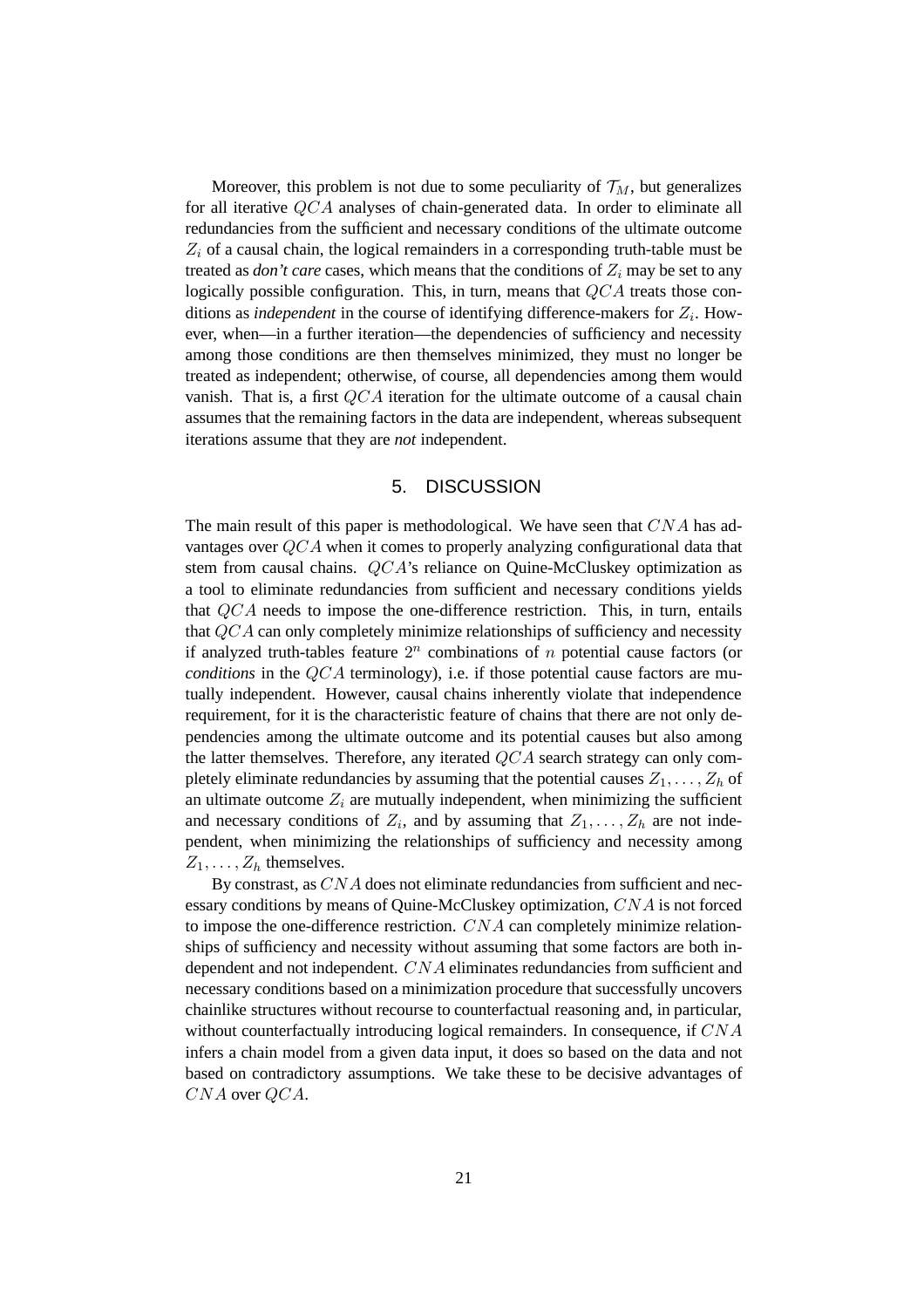Moreover, this problem is not due to some peculiarity of $\mathcal{T}_M$, but generalizes for all iterative $QCA$ analyses of chain-generated data. In order to eliminate all redundancies from the sufficient and necessary conditions of the ultimate outcome $Z_i$ of a causal chain, the logical remainders in a corresponding truth-table must be treated as *don't care* cases, which means that the conditions of $Z_i$ may be set to any logically possible configuration. This, in turn, means that $QCA$ treats those conditions as *independent* in the course of identifying difference-makers for $Z_i$. However, when—in a further iteration—the dependencies of sufficiency and necessity among those conditions are then themselves minimized, they must no longer be treated as independent; otherwise, of course, all dependencies among them would vanish. That is, a first $QCA$ iteration for the ultimate outcome of a causal chain assumes that the remaining factors in the data are independent, whereas subsequent iterations assume that they are *not* independent.

## 5. DISCUSSION

The main result of this paper is methodological. We have seen that $CNA$ has advantages over $QCA$ when it comes to properly analyzing configurational data that stem from causal chains. $QCA$'s reliance on Quine-McCluskey optimization as a tool to eliminate redundancies from sufficient and necessary conditions yields that $QCA$ needs to impose the one-difference restriction. This, in turn, entails that $QCA$ can only completely minimize relationships of sufficiency and necessity if analyzed truth-tables feature $2^n$ combinations of $n$ potential cause factors (or *conditions* in the $QCA$ terminology), i.e. if those potential cause factors are mutually independent. However, causal chains inherently violate that independence requirement, for it is the characteristic feature of chains that there are not only dependencies among the ultimate outcome and its potential causes but also among the latter themselves. Therefore, any iterated $QCA$ search strategy can only completely eliminate redundancies by assuming that the potential causes $Z_1, \ldots, Z_h$ of an ultimate outcome $Z_i$ are mutually independent, when minimizing the sufficient and necessary conditions of $Z_i$, and by assuming that $Z_1, \ldots, Z_h$ are not independent, when minimizing the relationships of sufficiency and necessity among $Z_1, \ldots, Z_h$ themselves.

By constrast, as $CNA$ does not eliminate redundancies from sufficient and necessary conditions by means of Quine-McCluskey optimization, $CNA$ is not forced to impose the one-difference restriction. $CNA$ can completely minimize relationships of sufficiency and necessity without assuming that some factors are both independent and not independent. $CNA$ eliminates redundancies from sufficient and necessary conditions based on a minimization procedure that successfully uncovers chainlike structures without recourse to counterfactual reasoning and, in particular, without counterfactually introducing logical remainders. In consequence, if $CNA$ infers a chain model from a given data input, it does so based on the data and not based on contradictory assumptions. We take these to be decisive advantages of $CNA$ over $QCA$.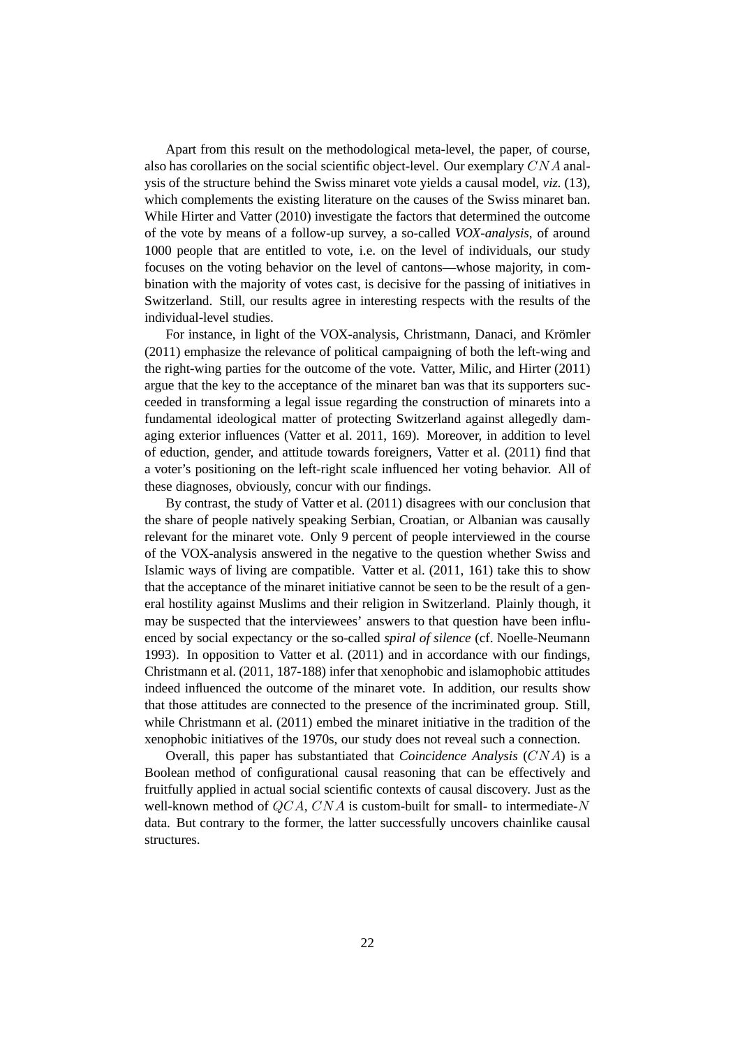Apart from this result on the methodological meta-level, the paper, of course, also has corollaries on the social scientific object-level. Our exemplary $CNA$ analysis of the structure behind the Swiss minaret vote yields a causal model, *viz.* (13), which complements the existing literature on the causes of the Swiss minaret ban. While Hirter and Vatter (2010) investigate the factors that determined the outcome of the vote by means of a follow-up survey, a so-called *VOX-analysis*, of around 1000 people that are entitled to vote, i.e. on the level of individuals, our study focuses on the voting behavior on the level of cantons—whose majority, in combination with the majority of votes cast, is decisive for the passing of initiatives in Switzerland. Still, our results agree in interesting respects with the results of the individual-level studies.

For instance, in light of the VOX-analysis, Christmann, Danaci, and Krömler (2011) emphasize the relevance of political campaigning of both the left-wing and the right-wing parties for the outcome of the vote. Vatter, Milic, and Hirter (2011) argue that the key to the acceptance of the minaret ban was that its supporters succeeded in transforming a legal issue regarding the construction of minarets into a fundamental ideological matter of protecting Switzerland against allegedly damaging exterior influences (Vatter et al. 2011, 169). Moreover, in addition to level of eduction, gender, and attitude towards foreigners, Vatter et al. (2011) find that a voter's positioning on the left-right scale influenced her voting behavior. All of these diagnoses, obviously, concur with our findings.

By contrast, the study of Vatter et al. (2011) disagrees with our conclusion that the share of people natively speaking Serbian, Croatian, or Albanian was causally relevant for the minaret vote. Only 9 percent of people interviewed in the course of the VOX-analysis answered in the negative to the question whether Swiss and Islamic ways of living are compatible. Vatter et al. (2011, 161) take this to show that the acceptance of the minaret initiative cannot be seen to be the result of a general hostility against Muslims and their religion in Switzerland. Plainly though, it may be suspected that the interviewees' answers to that question have been influenced by social expectancy or the so-called *spiral of silence* (cf. Noelle-Neumann 1993). In opposition to Vatter et al. (2011) and in accordance with our findings, Christmann et al. (2011, 187-188) infer that xenophobic and islamophobic attitudes indeed influenced the outcome of the minaret vote. In addition, our results show that those attitudes are connected to the presence of the incriminated group. Still, while Christmann et al. (2011) embed the minaret initiative in the tradition of the xenophobic initiatives of the 1970s, our study does not reveal such a connection.

Overall, this paper has substantiated that *Coincidence Analysis* ($CNA$) is a Boolean method of configurational causal reasoning that can be effectively and fruitfully applied in actual social scientific contexts of causal discovery. Just as the well-known method of $QCA$, $CNA$ is custom-built for small- to intermediate-$N$ data. But contrary to the former, the latter successfully uncovers chainlike causal structures.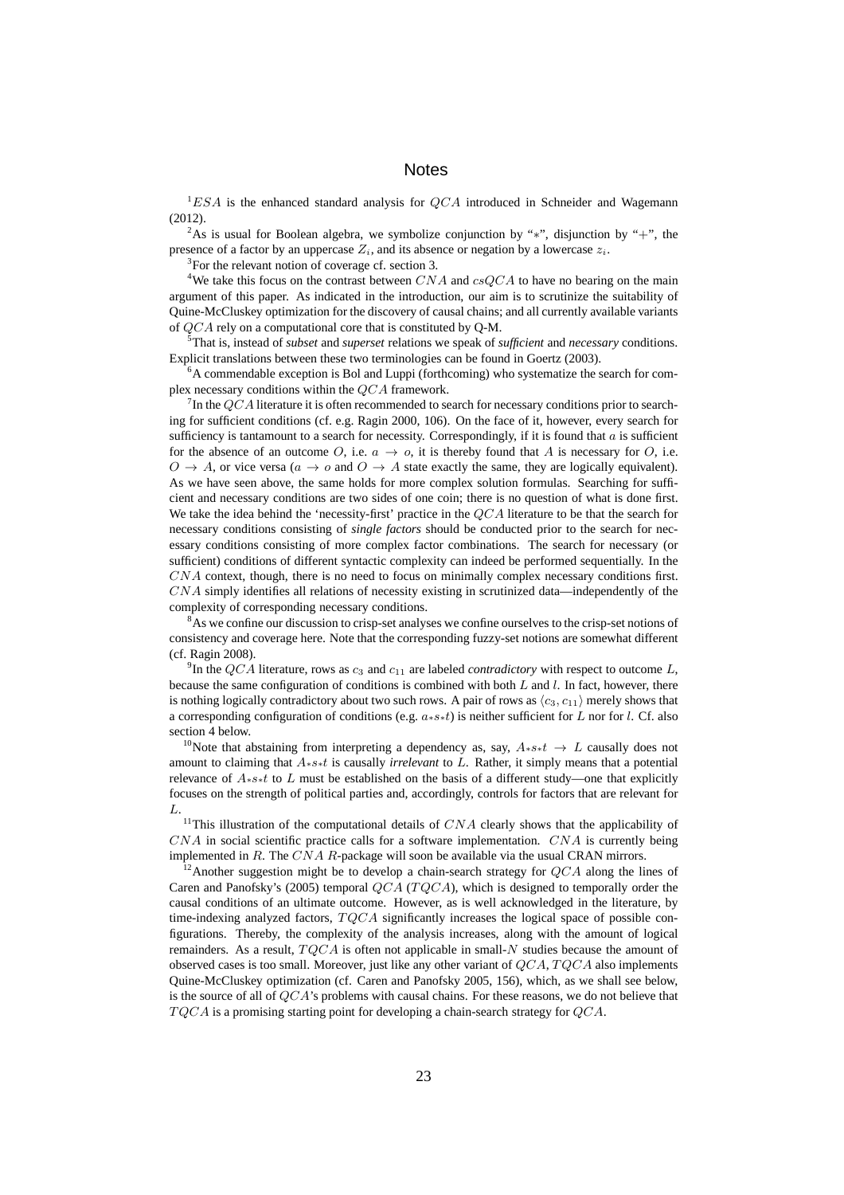# Notes

[1]$ESA$ is the enhanced standard analysis for $QCA$ introduced in Schneider and Wagemann (2012).

[2]As is usual for Boolean algebra, we symbolize conjunction by "$*$", disjunction by "$+$", the presence of a factor by an uppercase $Z_i$, and its absence or negation by a lowercase $z_i$.

[3]For the relevant notion of coverage cf. section 3.

[4]We take this focus on the contrast between $CNA$ and $csQCA$ to have no bearing on the main argument of this paper. As indicated in the introduction, our aim is to scrutinize the suitability of Quine-McCluskey optimization for the discovery of causal chains; and all currently available variants of $QCA$ rely on a computational core that is constituted by Q-M.

[5]That is, instead of *subset* and *superset* relations we speak of *sufficient* and *necessary* conditions. Explicit translations between these two terminologies can be found in Goertz (2003).

[6]A commendable exception is Bol and Luppi (forthcoming) who systematize the search for complex necessary conditions within the $QCA$ framework.

[7]In the $QCA$ literature it is often recommended to search for necessary conditions prior to searching for sufficient conditions (cf. e.g. Ragin 2000, 106). On the face of it, however, every search for sufficiency is tantamount to a search for necessity. Correspondingly, if it is found that $a$ is sufficient for the absence of an outcome $O$, i.e. $a \rightarrow o$, it is thereby found that $A$ is necessary for $O$, i.e. $O \rightarrow A$, or vice versa ($a \rightarrow o$ and $O \rightarrow A$ state exactly the same, they are logically equivalent). As we have seen above, the same holds for more complex solution formulas. Searching for sufficient and necessary conditions are two sides of one coin; there is no question of what is done first. We take the idea behind the 'necessity-first' practice in the $QCA$ literature to be that the search for necessary conditions consisting of *single factors* should be conducted prior to the search for necessary conditions consisting of more complex factor combinations. The search for necessary (or sufficient) conditions of different syntactic complexity can indeed be performed sequentially. In the $CNA$ context, though, there is no need to focus on minimally complex necessary conditions first. $CNA$ simply identifies all relations of necessity existing in scrutinized data—independently of the complexity of corresponding necessary conditions.

[8]As we confine our discussion to crisp-set analyses we confine ourselves to the crisp-set notions of consistency and coverage here. Note that the corresponding fuzzy-set notions are somewhat different (cf. Ragin 2008).

[9]In the $QCA$ literature, rows as $c_3$ and $c_{11}$ are labeled *contradictory* with respect to outcome $L$, because the same configuration of conditions is combined with both $L$ and $l$. In fact, however, there is nothing logically contradictory about two such rows. A pair of rows as $\langle c_3, c_{11} \rangle$ merely shows that a corresponding configuration of conditions (e.g. $a*s*t$) is neither sufficient for $L$ nor for $l$. Cf. also section 4 below.

[10]Note that abstaining from interpreting a dependency as, say, $A*s*t \rightarrow L$ causally does not amount to claiming that $A*s*t$ is causally *irrelevant* to $L$. Rather, it simply means that a potential relevance of $A*s*t$ to $L$ must be established on the basis of a different study—one that explicitly focuses on the strength of political parties and, accordingly, controls for factors that are relevant for $L$.

[11]This illustration of the computational details of $CNA$ clearly shows that the applicability of $CNA$ in social scientific practice calls for a software implementation. $CNA$ is currently being implemented in $R$. The $CNA$ $R$-package will soon be available via the usual CRAN mirrors.

[12]Another suggestion might be to develop a chain-search strategy for $QCA$ along the lines of Caren and Panofsky's (2005) temporal $QCA$ ($TQCA$), which is designed to temporally order the causal conditions of an ultimate outcome. However, as is well acknowledged in the literature, by time-indexing analyzed factors, $TQCA$ significantly increases the logical space of possible configurations. Thereby, the complexity of the analysis increases, along with the amount of logical remainders. As a result, $TQCA$ is often not applicable in small-$N$ studies because the amount of observed cases is too small. Moreover, just like any other variant of $QCA$, $TQCA$ also implements Quine-McCluskey optimization (cf. Caren and Panofsky 2005, 156), which, as we shall see below, is the source of all of $QCA$'s problems with causal chains. For these reasons, we do not believe that $TQCA$ is a promising starting point for developing a chain-search strategy for $QCA$.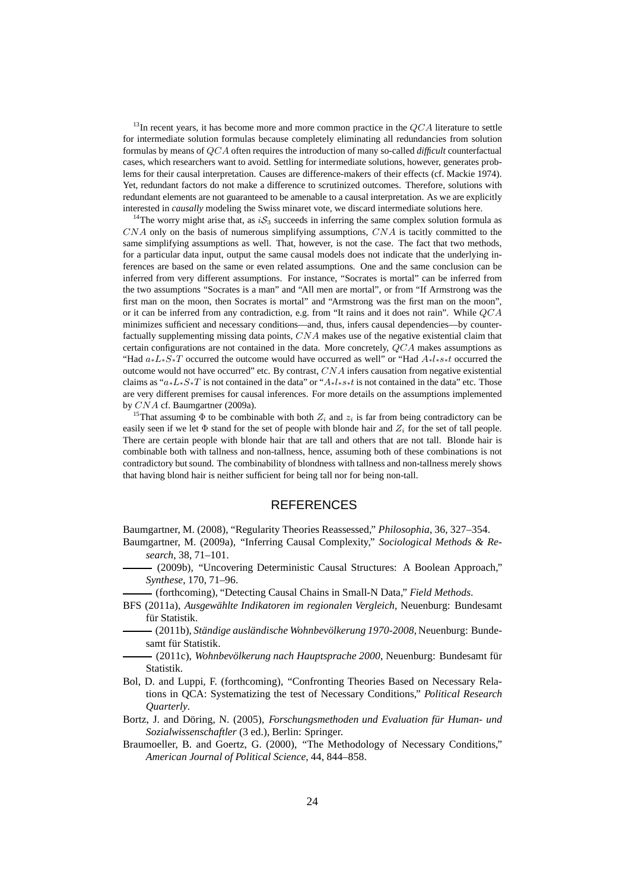[13]In recent years, it has become more and more common practice in the $QCA$ literature to settle for intermediate solution formulas because completely eliminating all redundancies from solution formulas by means of $QCA$ often requires the introduction of many so-called *difficult* counterfactual cases, which researchers want to avoid. Settling for intermediate solutions, however, generates problems for their causal interpretation. Causes are difference-makers of their effects (cf. Mackie 1974). Yet, redundant factors do not make a difference to scrutinized outcomes. Therefore, solutions with redundant elements are not guaranteed to be amenable to a causal interpretation. As we are explicitly interested in *causally* modeling the Swiss minaret vote, we discard intermediate solutions here.

[14]The worry might arise that, as $iS_3$ succeeds in inferring the same complex solution formula as $CNA$ only on the basis of numerous simplifying assumptions, $CNA$ is tacitly committed to the same simplifying assumptions as well. That, however, is not the case. The fact that two methods, for a particular data input, output the same causal models does not indicate that the underlying inferences are based on the same or even related assumptions. One and the same conclusion can be inferred from very different assumptions. For instance, "Socrates is mortal" can be inferred from the two assumptions "Socrates is a man" and "All men are mortal", or from "If Armstrong was the first man on the moon, then Socrates is mortal" and "Armstrong was the first man on the moon", or it can be inferred from any contradiction, e.g. from "It rains and it does not rain". While $QCA$ minimizes sufficient and necessary conditions—and, thus, infers causal dependencies—by counterfactually supplementing missing data points, $CNA$ makes use of the negative existential claim that certain configurations are not contained in the data. More concretely, $QCA$ makes assumptions as "Had $a{*}L{*}S{*}T$ occurred the outcome would have occurred as well" or "Had $A{*}l{*}s{*}t$ occurred the outcome would not have occurred" etc. By contrast, $CNA$ infers causation from negative existential claims as "$a{*}L{*}S{*}T$ is not contained in the data" or "$A{*}l{*}s{*}t$ is not contained in the data" etc. Those are very different premises for causal inferences. For more details on the assumptions implemented by $CNA$ cf. Baumgartner (2009a).

[15]That assuming $\Phi$ to be combinable with both $Z_i$ and $z_i$ is far from being contradictory can be easily seen if we let $\Phi$ stand for the set of people with blonde hair and $Z_i$ for the set of tall people. There are certain people with blonde hair that are tall and others that are not tall. Blonde hair is combinable both with tallness and non-tallness, hence, assuming both of these combinations is not contradictory but sound. The combinability of blondness with tallness and non-tallness merely shows that having blond hair is neither sufficient for being tall nor for being non-tall.

## REFERENCES

Baumgartner, M. (2008), "Regularity Theories Reassessed," *Philosophia*, 36, 327–354.

Baumgartner, M. (2009a), "Inferring Causal Complexity," *Sociological Methods & Research*, 38, 71–101.

——— (2009b), "Uncovering Deterministic Causal Structures: A Boolean Approach," *Synthese*, 170, 71–96.

——— (forthcoming), "Detecting Causal Chains in Small-N Data," *Field Methods*.

BFS (2011a), *Ausgewählte Indikatoren im regionalen Vergleich*, Neuenburg: Bundesamt für Statistik.

——— (2011b), *Ständige ausländische Wohnbevölkerung 1970-2008*, Neuenburg: Bundesamt für Statistik.

——— (2011c), *Wohnbevölkerung nach Hauptsprache 2000*, Neuenburg: Bundesamt für Statistik.

Bol, D. and Luppi, F. (forthcoming), "Confronting Theories Based on Necessary Relations in QCA: Systematizing the test of Necessary Conditions," *Political Research Quarterly*.

Bortz, J. and Döring, N. (2005), *Forschungsmethoden und Evaluation für Human- und Sozialwissenschaftler* (3 ed.), Berlin: Springer.

Braumoeller, B. and Goertz, G. (2000), "The Methodology of Necessary Conditions," *American Journal of Political Science*, 44, 844–858.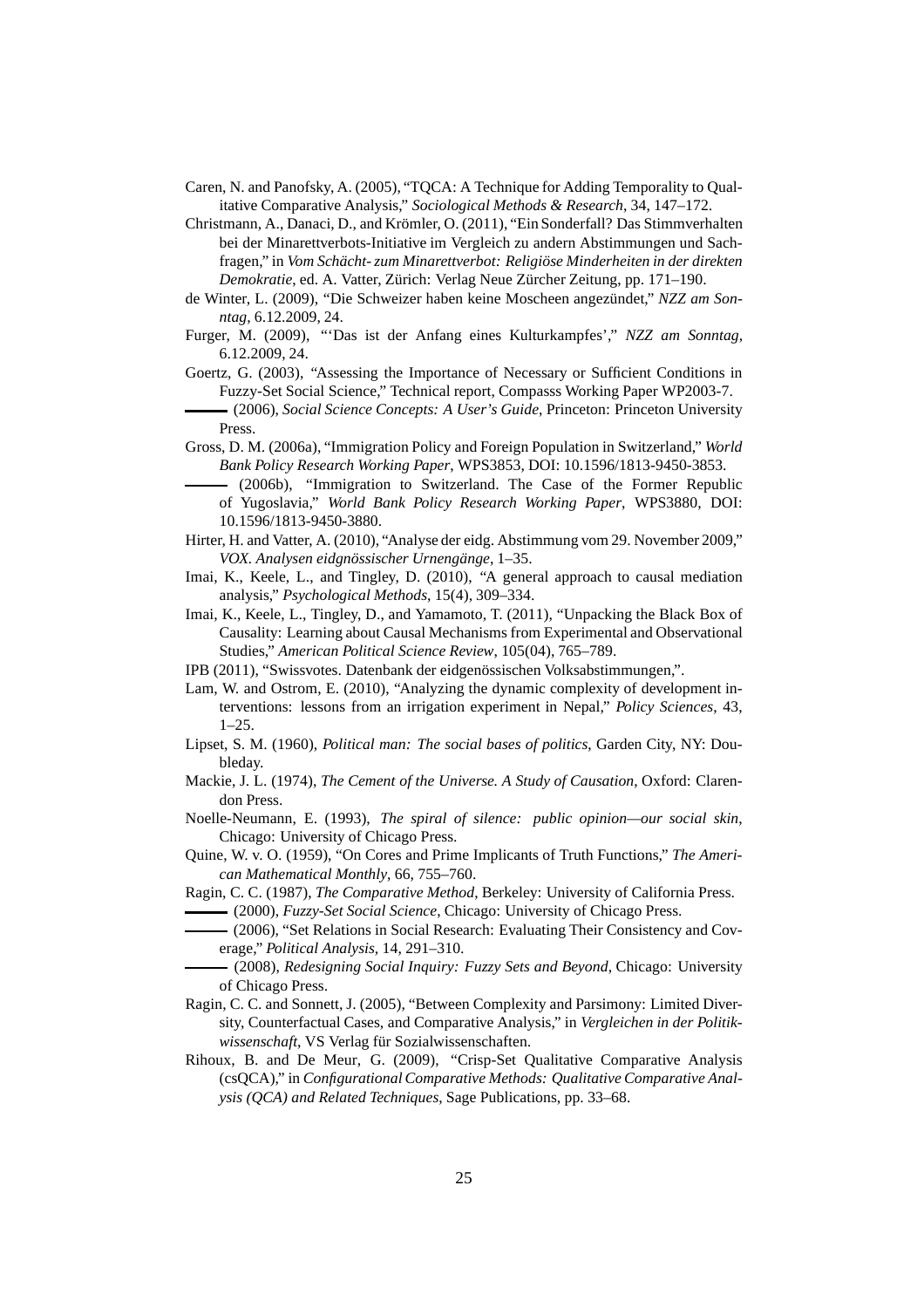Caren, N. and Panofsky, A. (2005), "TQCA: A Technique for Adding Temporality to Qualitative Comparative Analysis," *Sociological Methods & Research*, 34, 147–172.

Christmann, A., Danaci, D., and Krömler, O. (2011), "Ein Sonderfall? Das Stimmverhalten bei der Minarettverbots-Initiative im Vergleich zu andern Abstimmungen und Sachfragen," in *Vom Schächt- zum Minarettverbot: Religiöse Minderheiten in der direkten Demokratie*, ed. A. Vatter, Zürich: Verlag Neue Zürcher Zeitung, pp. 171–190.

de Winter, L. (2009), "Die Schweizer haben keine Moscheen angezündet," *NZZ am Sonntag*, 6.12.2009, 24.

Furger, M. (2009), "'Das ist der Anfang eines Kulturkampfes'," *NZZ am Sonntag*, 6.12.2009, 24.

Goertz, G. (2003), "Assessing the Importance of Necessary or Sufficient Conditions in Fuzzy-Set Social Science," Technical report, Compasss Working Paper WP2003-7.

——— (2006), *Social Science Concepts: A User's Guide*, Princeton: Princeton University Press.

Gross, D. M. (2006a), "Immigration Policy and Foreign Population in Switzerland," *World Bank Policy Research Working Paper*, WPS3853, DOI: 10.1596/1813-9450-3853.

——— (2006b), "Immigration to Switzerland. The Case of the Former Republic of Yugoslavia," *World Bank Policy Research Working Paper*, WPS3880, DOI: 10.1596/1813-9450-3880.

Hirter, H. and Vatter, A. (2010), "Analyse der eidg. Abstimmung vom 29. November 2009," *VOX. Analysen eidgnössischer Urnengänge*, 1–35.

Imai, K., Keele, L., and Tingley, D. (2010), "A general approach to causal mediation analysis," *Psychological Methods*, 15(4), 309–334.

Imai, K., Keele, L., Tingley, D., and Yamamoto, T. (2011), "Unpacking the Black Box of Causality: Learning about Causal Mechanisms from Experimental and Observational Studies," *American Political Science Review*, 105(04), 765–789.

IPB (2011), "Swissvotes. Datenbank der eidgenössischen Volksabstimmungen,".

Lam, W. and Ostrom, E. (2010), "Analyzing the dynamic complexity of development interventions: lessons from an irrigation experiment in Nepal," *Policy Sciences*, 43, 1–25.

Lipset, S. M. (1960), *Political man: The social bases of politics*, Garden City, NY: Doubleday.

Mackie, J. L. (1974), *The Cement of the Universe. A Study of Causation*, Oxford: Clarendon Press.

Noelle-Neumann, E. (1993), *The spiral of silence: public opinion—our social skin*, Chicago: University of Chicago Press.

Quine, W. v. O. (1959), "On Cores and Prime Implicants of Truth Functions," *The American Mathematical Monthly*, 66, 755–760.

Ragin, C. C. (1987), *The Comparative Method*, Berkeley: University of California Press.

——— (2000), *Fuzzy-Set Social Science*, Chicago: University of Chicago Press.

——— (2006), "Set Relations in Social Research: Evaluating Their Consistency and Coverage," *Political Analysis*, 14, 291–310.

——— (2008), *Redesigning Social Inquiry: Fuzzy Sets and Beyond*, Chicago: University of Chicago Press.

Ragin, C. C. and Sonnett, J. (2005), "Between Complexity and Parsimony: Limited Diversity, Counterfactual Cases, and Comparative Analysis," in *Vergleichen in der Politikwissenschaft*, VS Verlag für Sozialwissenschaften.

Rihoux, B. and De Meur, G. (2009), "Crisp-Set Qualitative Comparative Analysis (csQCA)," in *Configurational Comparative Methods: Qualitative Comparative Analysis (QCA) and Related Techniques*, Sage Publications, pp. 33–68.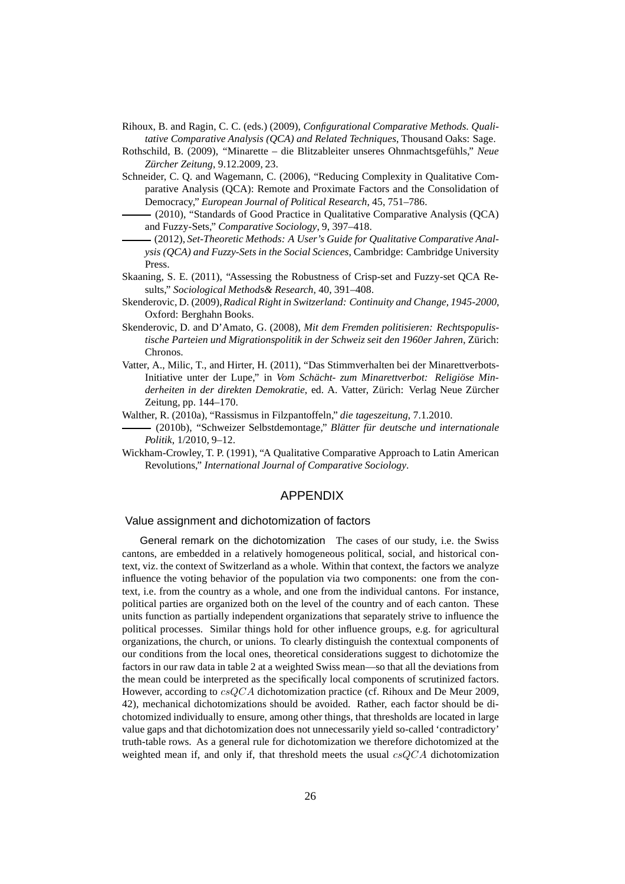Rihoux, B. and Ragin, C. C. (eds.) (2009), *Configurational Comparative Methods. Qualitative Comparative Analysis (QCA) and Related Techniques*, Thousand Oaks: Sage.

Rothschild, B. (2009), "Minarette – die Blitzableiter unseres Ohnmachtsgefühls," *Neue Zürcher Zeitung*, 9.12.2009, 23.

Schneider, C. Q. and Wagemann, C. (2006), "Reducing Complexity in Qualitative Comparative Analysis (QCA): Remote and Proximate Factors and the Consolidation of Democracy," *European Journal of Political Research*, 45, 751–786.

——— (2010), "Standards of Good Practice in Qualitative Comparative Analysis (QCA) and Fuzzy-Sets," *Comparative Sociology*, 9, 397–418.

——— (2012), *Set-Theoretic Methods: A User's Guide for Qualitative Comparative Analysis (QCA) and Fuzzy-Sets in the Social Sciences*, Cambridge: Cambridge University Press.

Skaaning, S. E. (2011), "Assessing the Robustness of Crisp-set and Fuzzy-set QCA Results," *Sociological Methods& Research*, 40, 391–408.

Skenderovic, D. (2009), *Radical Right in Switzerland: Continuity and Change, 1945-2000*, Oxford: Berghahn Books.

Skenderovic, D. and D'Amato, G. (2008), *Mit dem Fremden politisieren: Rechtspopulistische Parteien und Migrationspolitik in der Schweiz seit den 1960er Jahren*, Zürich: Chronos.

Vatter, A., Milic, T., and Hirter, H. (2011), "Das Stimmverhalten bei der Minarettverbots-Initiative unter der Lupe," in *Vom Schächt- zum Minarettverbot: Religiöse Minderheiten in der direkten Demokratie*, ed. A. Vatter, Zürich: Verlag Neue Zürcher Zeitung, pp. 144–170.

Walther, R. (2010a), "Rassismus in Filzpantoffeln," *die tageszeitung*, 7.1.2010.

——— (2010b), "Schweizer Selbstdemontage," *Blätter für deutsche und internationale Politik*, 1/2010, 9–12.

Wickham-Crowley, T. P. (1991), "A Qualitative Comparative Approach to Latin American Revolutions," *International Journal of Comparative Sociology*.

## APPENDIX

### Value assignment and dichotomization of factors

**General remark on the dichotomization** The cases of our study, i.e. the Swiss cantons, are embedded in a relatively homogeneous political, social, and historical context, viz. the context of Switzerland as a whole. Within that context, the factors we analyze influence the voting behavior of the population via two components: one from the context, i.e. from the country as a whole, and one from the individual cantons. For instance, political parties are organized both on the level of the country and of each canton. These units function as partially independent organizations that separately strive to influence the political processes. Similar things hold for other influence groups, e.g. for agricultural organizations, the church, or unions. To clearly distinguish the contextual components of our conditions from the local ones, theoretical considerations suggest to dichotomize the factors in our raw data in table 2 at a weighted Swiss mean—so that all the deviations from the mean could be interpreted as the specifically local components of scrutinized factors. However, according to $csQCA$ dichotomization practice (cf. Rihoux and De Meur 2009, 42), mechanical dichotomizations should be avoided. Rather, each factor should be dichotomized individually to ensure, among other things, that thresholds are located in large value gaps and that dichotomization does not unnecessarily yield so-called 'contradictory' truth-table rows. As a general rule for dichotomization we therefore dichotomized at the weighted mean if, and only if, that threshold meets the usual $csQCA$ dichotomization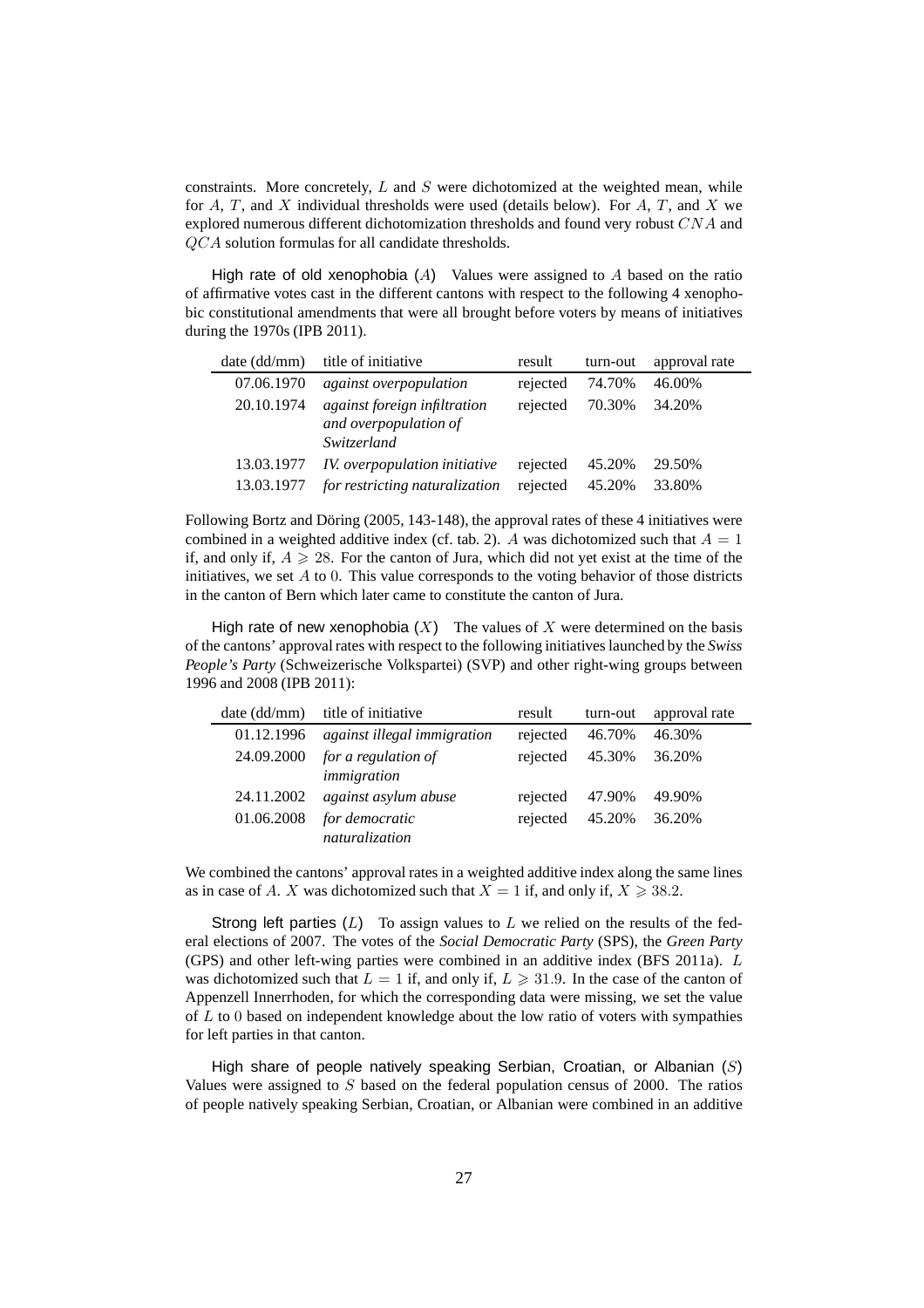constraints. More concretely, $L$ and $S$ were dichotomized at the weighted mean, while for $A$, $T$, and $X$ individual thresholds were used (details below). For $A$, $T$, and $X$ we explored numerous different dichotomization thresholds and found very robust $CNA$ and $QCA$ solution formulas for all candidate thresholds.

High rate of old xenophobia ($A$) Values were assigned to $A$ based on the ratio of affirmative votes cast in the different cantons with respect to the following 4 xenophobic constitutional amendments that were all brought before voters by means of initiatives during the 1970s (IPB 2011).

| date (dd/mm) | title of initiative | result | turn-out | approval rate |
|---|---|---|---|---|
| 07.06.1970 | *against overpopulation* | rejected | 74.70% | 46.00% |
| 20.10.1974 | *against foreign infiltration and overpopulation of Switzerland* | rejected | 70.30% | 34.20% |
| 13.03.1977 | *IV. overpopulation initiative* | rejected | 45.20% | 29.50% |
| 13.03.1977 | *for restricting naturalization* | rejected | 45.20% | 33.80% |

Following Bortz and Döring (2005, 143-148), the approval rates of these 4 initiatives were combined in a weighted additive index (cf. tab. 2). $A$ was dichotomized such that $A = 1$ if, and only if, $A \geqslant 28$. For the canton of Jura, which did not yet exist at the time of the initiatives, we set $A$ to $0$. This value corresponds to the voting behavior of those districts in the canton of Bern which later came to constitute the canton of Jura.

High rate of new xenophobia ($X$) The values of $X$ were determined on the basis of the cantons' approval rates with respect to the following initiatives launched by the *Swiss People's Party* (Schweizerische Volkspartei) (SVP) and other right-wing groups between 1996 and 2008 (IPB 2011):

| date (dd/mm) | title of initiative | result | turn-out | approval rate |
|---|---|---|---|---|
| 01.12.1996 | *against illegal immigration* | rejected | 46.70% | 46.30% |
| 24.09.2000 | *for a regulation of immigration* | rejected | 45.30% | 36.20% |
| 24.11.2002 | *against asylum abuse* | rejected | 47.90% | 49.90% |
| 01.06.2008 | *for democratic naturalization* | rejected | 45.20% | 36.20% |

We combined the cantons' approval rates in a weighted additive index along the same lines as in case of $A$. $X$ was dichotomized such that $X = 1$ if, and only if, $X \geqslant 38.2$.

Strong left parties ($L$) To assign values to $L$ we relied on the results of the federal elections of 2007. The votes of the *Social Democratic Party* (SPS), the *Green Party* (GPS) and other left-wing parties were combined in an additive index (BFS 2011a). $L$ was dichotomized such that $L = 1$ if, and only if, $L \geqslant 31.9$. In the case of the canton of Appenzell Innerrhoden, for which the corresponding data were missing, we set the value of $L$ to $0$ based on independent knowledge about the low ratio of voters with sympathies for left parties in that canton.

High share of people natively speaking Serbian, Croatian, or Albanian ($S$) Values were assigned to $S$ based on the federal population census of 2000. The ratios of people natively speaking Serbian, Croatian, or Albanian were combined in an additive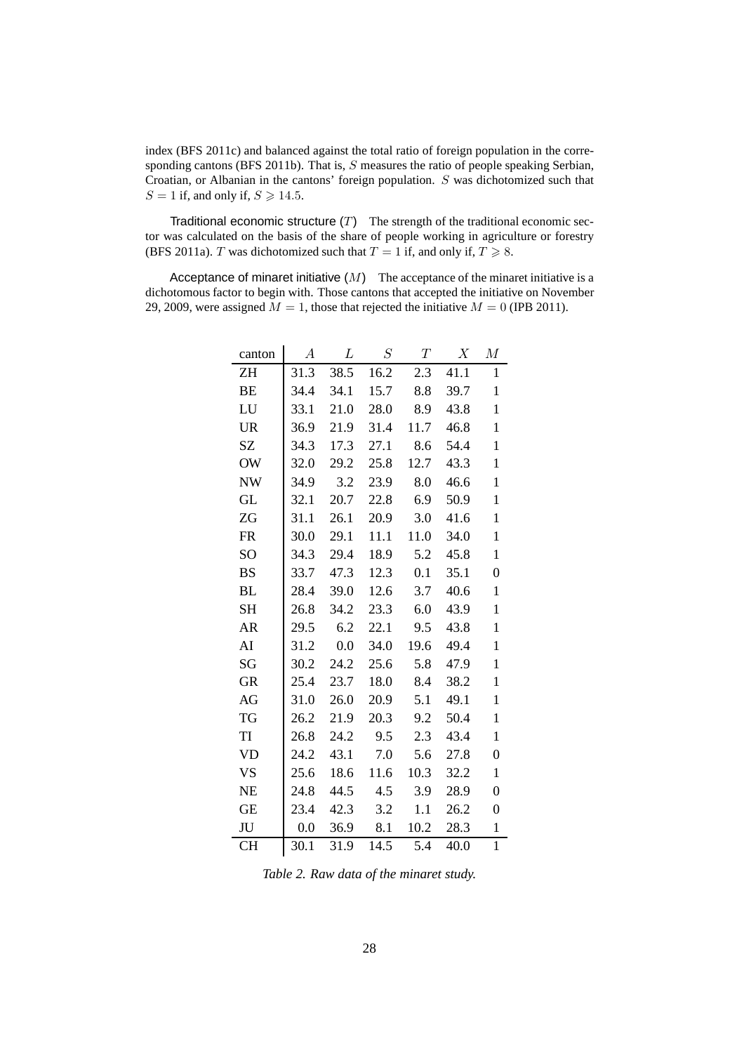index (BFS 2011c) and balanced against the total ratio of foreign population in the corresponding cantons (BFS 2011b). That is, $S$ measures the ratio of people speaking Serbian, Croatian, or Albanian in the cantons' foreign population. $S$ was dichotomized such that $S = 1$ if, and only if, $S \geqslant 14.5$.

Traditional economic structure ($T$) The strength of the traditional economic sector was calculated on the basis of the share of people working in agriculture or forestry (BFS 2011a). $T$ was dichotomized such that $T = 1$ if, and only if, $T \geqslant 8$.

Acceptance of minaret initiative ($M$) The acceptance of the minaret initiative is a dichotomous factor to begin with. Those cantons that accepted the initiative on November 29, 2009, were assigned $M = 1$, those that rejected the initiative $M = 0$ (IPB 2011).

| canton | $A$ | $L$ | $S$ | $T$ | $X$ | $M$ |
|---|---|---|---|---|---|---|
| ZH | 31.3 | 38.5 | 16.2 | 2.3 | 41.1 | 1 |
| BE | 34.4 | 34.1 | 15.7 | 8.8 | 39.7 | 1 |
| LU | 33.1 | 21.0 | 28.0 | 8.9 | 43.8 | 1 |
| UR | 36.9 | 21.9 | 31.4 | 11.7 | 46.8 | 1 |
| SZ | 34.3 | 17.3 | 27.1 | 8.6 | 54.4 | 1 |
| OW | 32.0 | 29.2 | 25.8 | 12.7 | 43.3 | 1 |
| NW | 34.9 | 3.2 | 23.9 | 8.0 | 46.6 | 1 |
| GL | 32.1 | 20.7 | 22.8 | 6.9 | 50.9 | 1 |
| ZG | 31.1 | 26.1 | 20.9 | 3.0 | 41.6 | 1 |
| FR | 30.0 | 29.1 | 11.1 | 11.0 | 34.0 | 1 |
| SO | 34.3 | 29.4 | 18.9 | 5.2 | 45.8 | 1 |
| BS | 33.7 | 47.3 | 12.3 | 0.1 | 35.1 | 0 |
| BL | 28.4 | 39.0 | 12.6 | 3.7 | 40.6 | 1 |
| SH | 26.8 | 34.2 | 23.3 | 6.0 | 43.9 | 1 |
| AR | 29.5 | 6.2 | 22.1 | 9.5 | 43.8 | 1 |
| AI | 31.2 | 0.0 | 34.0 | 19.6 | 49.4 | 1 |
| SG | 30.2 | 24.2 | 25.6 | 5.8 | 47.9 | 1 |
| GR | 25.4 | 23.7 | 18.0 | 8.4 | 38.2 | 1 |
| AG | 31.0 | 26.0 | 20.9 | 5.1 | 49.1 | 1 |
| TG | 26.2 | 21.9 | 20.3 | 9.2 | 50.4 | 1 |
| TI | 26.8 | 24.2 | 9.5 | 2.3 | 43.4 | 1 |
| VD | 24.2 | 43.1 | 7.0 | 5.6 | 27.8 | 0 |
| VS | 25.6 | 18.6 | 11.6 | 10.3 | 32.2 | 1 |
| NE | 24.8 | 44.5 | 4.5 | 3.9 | 28.9 | 0 |
| GE | 23.4 | 42.3 | 3.2 | 1.1 | 26.2 | 0 |
| JU | 0.0 | 36.9 | 8.1 | 10.2 | 28.3 | 1 |
| CH | 30.1 | 31.9 | 14.5 | 5.4 | 40.0 | 1 |

*Table 2. Raw data of the minaret study.*